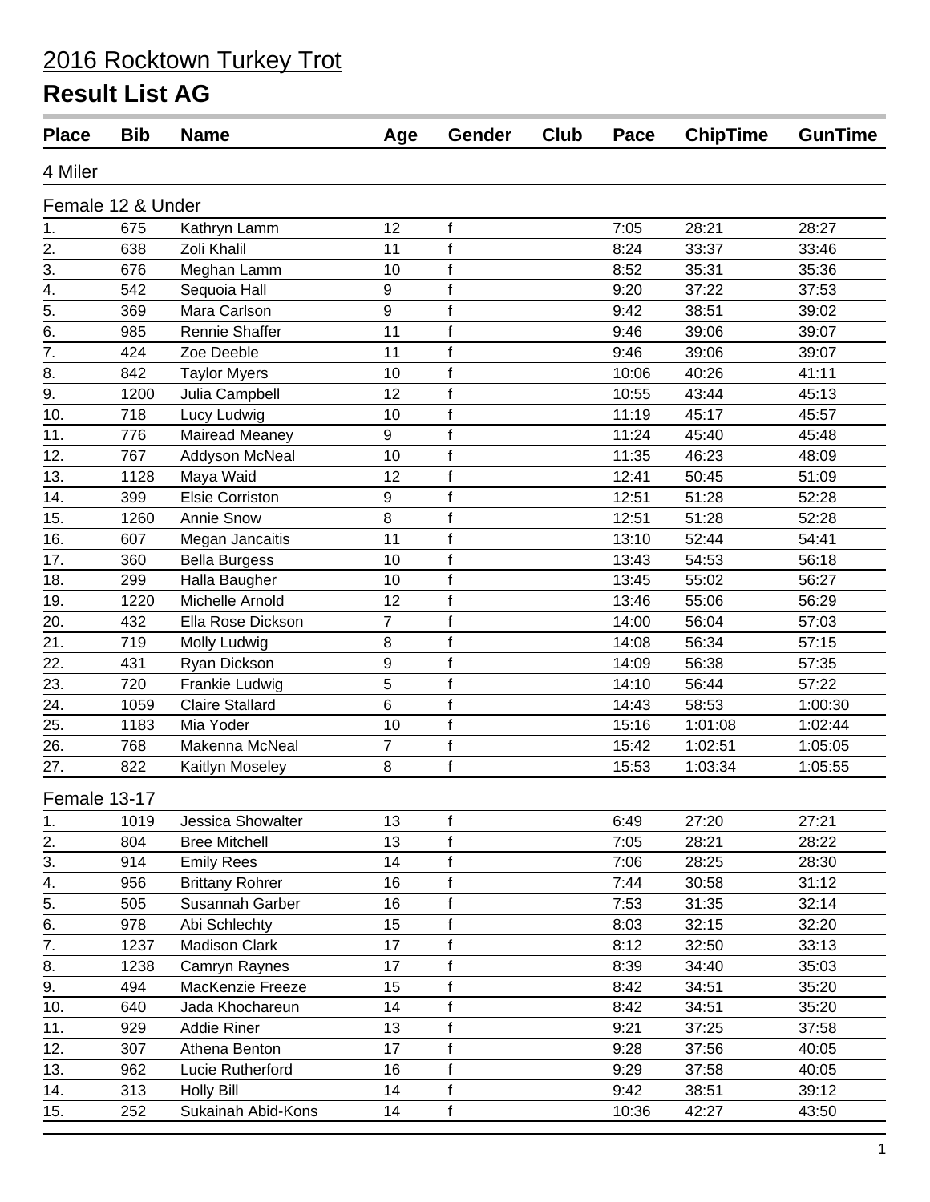# 2016 Rocktown Turkey Trot

## Result List AG

### 4 Miler

#### Female 12 & Under

| Place | Bib | Name | Age | Gender | Club | Pace | ChipTime | GunTime |
|---|---|---|---|---|---|---|---|---|
| 1. | 675 | Kathryn Lamm | 12 | f | | 7:05 | 28:21 | 28:27 |
| 2. | 638 | Zoli Khalil | 11 | f | | 8:24 | 33:37 | 33:46 |
| 3. | 676 | Meghan Lamm | 10 | f | | 8:52 | 35:31 | 35:36 |
| 4. | 542 | Sequoia Hall | 9 | f | | 9:20 | 37:22 | 37:53 |
| 5. | 369 | Mara Carlson | 9 | f | | 9:42 | 38:51 | 39:02 |
| 6. | 985 | Rennie Shaffer | 11 | f | | 9:46 | 39:06 | 39:07 |
| 7. | 424 | Zoe Deeble | 11 | f | | 9:46 | 39:06 | 39:07 |
| 8. | 842 | Taylor Myers | 10 | f | | 10:06 | 40:26 | 41:11 |
| 9. | 1200 | Julia Campbell | 12 | f | | 10:55 | 43:44 | 45:13 |
| 10. | 718 | Lucy Ludwig | 10 | f | | 11:19 | 45:17 | 45:57 |
| 11. | 776 | Mairead Meaney | 9 | f | | 11:24 | 45:40 | 45:48 |
| 12. | 767 | Addyson McNeal | 10 | f | | 11:35 | 46:23 | 48:09 |
| 13. | 1128 | Maya Waid | 12 | f | | 12:41 | 50:45 | 51:09 |
| 14. | 399 | Elsie Corriston | 9 | f | | 12:51 | 51:28 | 52:28 |
| 15. | 1260 | Annie Snow | 8 | f | | 12:51 | 51:28 | 52:28 |
| 16. | 607 | Megan Jancaitis | 11 | f | | 13:10 | 52:44 | 54:41 |
| 17. | 360 | Bella Burgess | 10 | f | | 13:43 | 54:53 | 56:18 |
| 18. | 299 | Halla Baugher | 10 | f | | 13:45 | 55:02 | 56:27 |
| 19. | 1220 | Michelle Arnold | 12 | f | | 13:46 | 55:06 | 56:29 |
| 20. | 432 | Ella Rose Dickson | 7 | f | | 14:00 | 56:04 | 57:03 |
| 21. | 719 | Molly Ludwig | 8 | f | | 14:08 | 56:34 | 57:15 |
| 22. | 431 | Ryan Dickson | 9 | f | | 14:09 | 56:38 | 57:35 |
| 23. | 720 | Frankie Ludwig | 5 | f | | 14:10 | 56:44 | 57:22 |
| 24. | 1059 | Claire Stallard | 6 | f | | 14:43 | 58:53 | 1:00:30 |
| 25. | 1183 | Mia Yoder | 10 | f | | 15:16 | 1:01:08 | 1:02:44 |
| 26. | 768 | Makenna McNeal | 7 | f | | 15:42 | 1:02:51 | 1:05:05 |
| 27. | 822 | Kaitlyn Moseley | 8 | f | | 15:53 | 1:03:34 | 1:05:55 |

#### Female 13-17

| Place | Bib | Name | Age | Gender | Club | Pace | ChipTime | GunTime |
|---|---|---|---|---|---|---|---|---|
| 1. | 1019 | Jessica Showalter | 13 | f | | 6:49 | 27:20 | 27:21 |
| 2. | 804 | Bree Mitchell | 13 | f | | 7:05 | 28:21 | 28:22 |
| 3. | 914 | Emily Rees | 14 | f | | 7:06 | 28:25 | 28:30 |
| 4. | 956 | Brittany Rohrer | 16 | f | | 7:44 | 30:58 | 31:12 |
| 5. | 505 | Susannah Garber | 16 | f | | 7:53 | 31:35 | 32:14 |
| 6. | 978 | Abi Schlechty | 15 | f | | 8:03 | 32:15 | 32:20 |
| 7. | 1237 | Madison Clark | 17 | f | | 8:12 | 32:50 | 33:13 |
| 8. | 1238 | Camryn Raynes | 17 | f | | 8:39 | 34:40 | 35:03 |
| 9. | 494 | MacKenzie Freeze | 15 | f | | 8:42 | 34:51 | 35:20 |
| 10. | 640 | Jada Khochareun | 14 | f | | 8:42 | 34:51 | 35:20 |
| 11. | 929 | Addie Riner | 13 | f | | 9:21 | 37:25 | 37:58 |
| 12. | 307 | Athena Benton | 17 | f | | 9:28 | 37:56 | 40:05 |
| 13. | 962 | Lucie Rutherford | 16 | f | | 9:29 | 37:58 | 40:05 |
| 14. | 313 | Holly Bill | 14 | f | | 9:42 | 38:51 | 39:12 |
| 15. | 252 | Sukainah Abid-Kons | 14 | f | | 10:36 | 42:27 | 43:50 |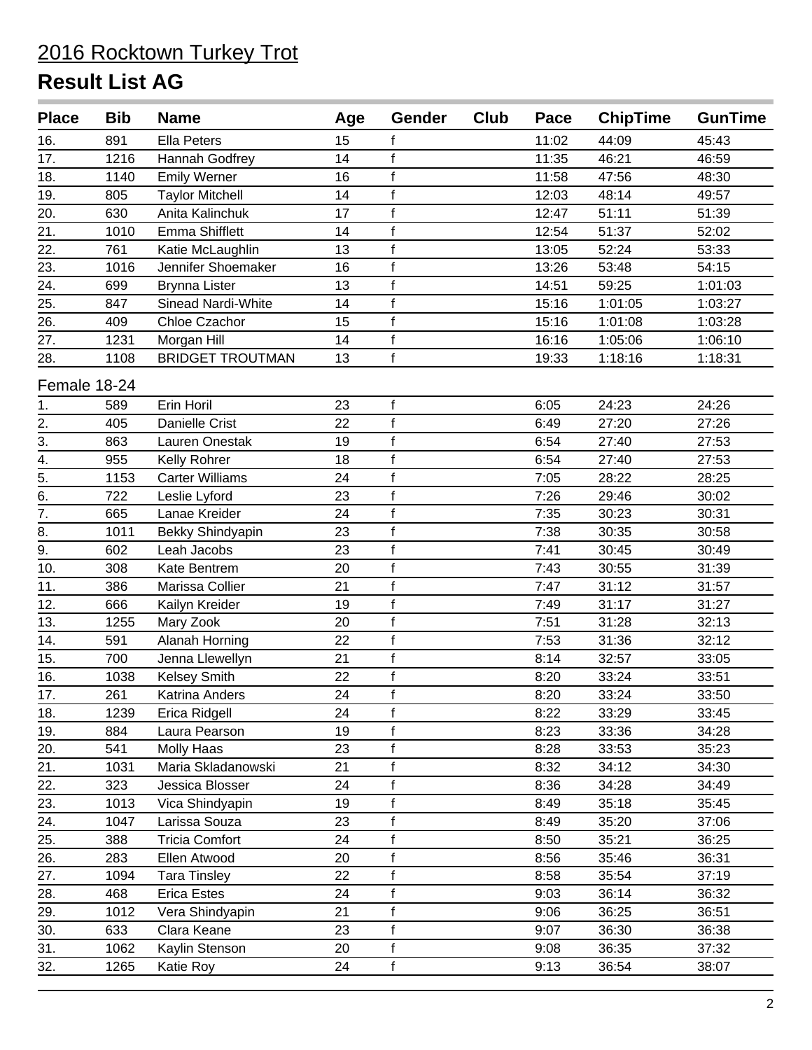# 2016 Rocktown Turkey Trot

## Result List AG

| Place | Bib | Name | Age | Gender | Club | Pace | ChipTime | GunTime |
|---|---|---|---|---|---|---|---|---|
| 16. | 891 | Ella Peters | 15 | f | | 11:02 | 44:09 | 45:43 |
| 17. | 1216 | Hannah Godfrey | 14 | f | | 11:35 | 46:21 | 46:59 |
| 18. | 1140 | Emily Werner | 16 | f | | 11:58 | 47:56 | 48:30 |
| 19. | 805 | Taylor Mitchell | 14 | f | | 12:03 | 48:14 | 49:57 |
| 20. | 630 | Anita Kalinchuk | 17 | f | | 12:47 | 51:11 | 51:39 |
| 21. | 1010 | Emma Shifflett | 14 | f | | 12:54 | 51:37 | 52:02 |
| 22. | 761 | Katie McLaughlin | 13 | f | | 13:05 | 52:24 | 53:33 |
| 23. | 1016 | Jennifer Shoemaker | 16 | f | | 13:26 | 53:48 | 54:15 |
| 24. | 699 | Brynna Lister | 13 | f | | 14:51 | 59:25 | 1:01:03 |
| 25. | 847 | Sinead Nardi-White | 14 | f | | 15:16 | 1:01:05 | 1:03:27 |
| 26. | 409 | Chloe Czachor | 15 | f | | 15:16 | 1:01:08 | 1:03:28 |
| 27. | 1231 | Morgan Hill | 14 | f | | 16:16 | 1:05:06 | 1:06:10 |
| 28. | 1108 | BRIDGET TROUTMAN | 13 | f | | 19:33 | 1:18:16 | 1:18:31 |

Female 18-24

| Place | Bib | Name | Age | Gender | Club | Pace | ChipTime | GunTime |
|---|---|---|---|---|---|---|---|---|
| 1. | 589 | Erin Horil | 23 | f | | 6:05 | 24:23 | 24:26 |
| 2. | 405 | Danielle Crist | 22 | f | | 6:49 | 27:20 | 27:26 |
| 3. | 863 | Lauren Onestak | 19 | f | | 6:54 | 27:40 | 27:53 |
| 4. | 955 | Kelly Rohrer | 18 | f | | 6:54 | 27:40 | 27:53 |
| 5. | 1153 | Carter Williams | 24 | f | | 7:05 | 28:22 | 28:25 |
| 6. | 722 | Leslie Lyford | 23 | f | | 7:26 | 29:46 | 30:02 |
| 7. | 665 | Lanae Kreider | 24 | f | | 7:35 | 30:23 | 30:31 |
| 8. | 1011 | Bekky Shindyapin | 23 | f | | 7:38 | 30:35 | 30:58 |
| 9. | 602 | Leah Jacobs | 23 | f | | 7:41 | 30:45 | 30:49 |
| 10. | 308 | Kate Bentrem | 20 | f | | 7:43 | 30:55 | 31:39 |
| 11. | 386 | Marissa Collier | 21 | f | | 7:47 | 31:12 | 31:57 |
| 12. | 666 | Kailyn Kreider | 19 | f | | 7:49 | 31:17 | 31:27 |
| 13. | 1255 | Mary Zook | 20 | f | | 7:51 | 31:28 | 32:13 |
| 14. | 591 | Alanah Horning | 22 | f | | 7:53 | 31:36 | 32:12 |
| 15. | 700 | Jenna Llewellyn | 21 | f | | 8:14 | 32:57 | 33:05 |
| 16. | 1038 | Kelsey Smith | 22 | f | | 8:20 | 33:24 | 33:51 |
| 17. | 261 | Katrina Anders | 24 | f | | 8:20 | 33:24 | 33:50 |
| 18. | 1239 | Erica Ridgell | 24 | f | | 8:22 | 33:29 | 33:45 |
| 19. | 884 | Laura Pearson | 19 | f | | 8:23 | 33:36 | 34:28 |
| 20. | 541 | Molly Haas | 23 | f | | 8:28 | 33:53 | 35:23 |
| 21. | 1031 | Maria Skladanowski | 21 | f | | 8:32 | 34:12 | 34:30 |
| 22. | 323 | Jessica Blosser | 24 | f | | 8:36 | 34:28 | 34:49 |
| 23. | 1013 | Vica Shindyapin | 19 | f | | 8:49 | 35:18 | 35:45 |
| 24. | 1047 | Larissa Souza | 23 | f | | 8:49 | 35:20 | 37:06 |
| 25. | 388 | Tricia Comfort | 24 | f | | 8:50 | 35:21 | 36:25 |
| 26. | 283 | Ellen Atwood | 20 | f | | 8:56 | 35:46 | 36:31 |
| 27. | 1094 | Tara Tinsley | 22 | f | | 8:58 | 35:54 | 37:19 |
| 28. | 468 | Erica Estes | 24 | f | | 9:03 | 36:14 | 36:32 |
| 29. | 1012 | Vera Shindyapin | 21 | f | | 9:06 | 36:25 | 36:51 |
| 30. | 633 | Clara Keane | 23 | f | | 9:07 | 36:30 | 36:38 |
| 31. | 1062 | Kaylin Stenson | 20 | f | | 9:08 | 36:35 | 37:32 |
| 32. | 1265 | Katie Roy | 24 | f | | 9:13 | 36:54 | 38:07 |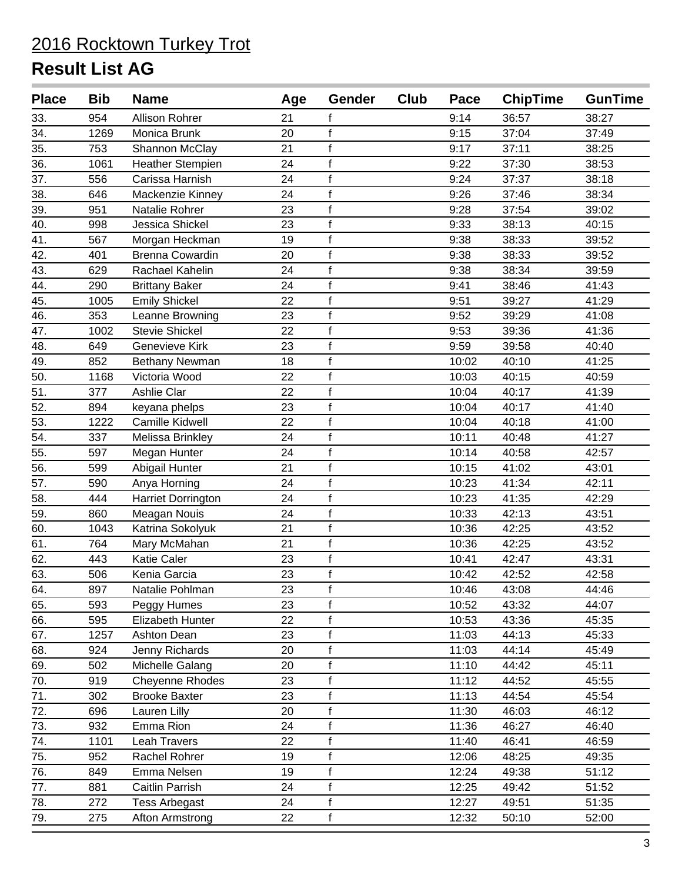# 2016 Rocktown Turkey Trot

## Result List AG

| Place | Bib | Name | Age | Gender | Club | Pace | ChipTime | GunTime |
|---|---|---|---|---|---|---|---|---|
| 33. | 954 | Allison Rohrer | 21 | f | | 9:14 | 36:57 | 38:27 |
| 34. | 1269 | Monica Brunk | 20 | f | | 9:15 | 37:04 | 37:49 |
| 35. | 753 | Shannon McClay | 21 | f | | 9:17 | 37:11 | 38:25 |
| 36. | 1061 | Heather Stempien | 24 | f | | 9:22 | 37:30 | 38:53 |
| 37. | 556 | Carissa Harnish | 24 | f | | 9:24 | 37:37 | 38:18 |
| 38. | 646 | Mackenzie Kinney | 24 | f | | 9:26 | 37:46 | 38:34 |
| 39. | 951 | Natalie Rohrer | 23 | f | | 9:28 | 37:54 | 39:02 |
| 40. | 998 | Jessica Shickel | 23 | f | | 9:33 | 38:13 | 40:15 |
| 41. | 567 | Morgan Heckman | 19 | f | | 9:38 | 38:33 | 39:52 |
| 42. | 401 | Brenna Cowardin | 20 | f | | 9:38 | 38:33 | 39:52 |
| 43. | 629 | Rachael Kahelin | 24 | f | | 9:38 | 38:34 | 39:59 |
| 44. | 290 | Brittany Baker | 24 | f | | 9:41 | 38:46 | 41:43 |
| 45. | 1005 | Emily Shickel | 22 | f | | 9:51 | 39:27 | 41:29 |
| 46. | 353 | Leanne Browning | 23 | f | | 9:52 | 39:29 | 41:08 |
| 47. | 1002 | Stevie Shickel | 22 | f | | 9:53 | 39:36 | 41:36 |
| 48. | 649 | Genevieve Kirk | 23 | f | | 9:59 | 39:58 | 40:40 |
| 49. | 852 | Bethany Newman | 18 | f | | 10:02 | 40:10 | 41:25 |
| 50. | 1168 | Victoria Wood | 22 | f | | 10:03 | 40:15 | 40:59 |
| 51. | 377 | Ashlie Clar | 22 | f | | 10:04 | 40:17 | 41:39 |
| 52. | 894 | keyana phelps | 23 | f | | 10:04 | 40:17 | 41:40 |
| 53. | 1222 | Camille Kidwell | 22 | f | | 10:04 | 40:18 | 41:00 |
| 54. | 337 | Melissa Brinkley | 24 | f | | 10:11 | 40:48 | 41:27 |
| 55. | 597 | Megan Hunter | 24 | f | | 10:14 | 40:58 | 42:57 |
| 56. | 599 | Abigail Hunter | 21 | f | | 10:15 | 41:02 | 43:01 |
| 57. | 590 | Anya Horning | 24 | f | | 10:23 | 41:34 | 42:11 |
| 58. | 444 | Harriet Dorrington | 24 | f | | 10:23 | 41:35 | 42:29 |
| 59. | 860 | Meagan Nouis | 24 | f | | 10:33 | 42:13 | 43:51 |
| 60. | 1043 | Katrina Sokolyuk | 21 | f | | 10:36 | 42:25 | 43:52 |
| 61. | 764 | Mary McMahan | 21 | f | | 10:36 | 42:25 | 43:52 |
| 62. | 443 | Katie Caler | 23 | f | | 10:41 | 42:47 | 43:31 |
| 63. | 506 | Kenia Garcia | 23 | f | | 10:42 | 42:52 | 42:58 |
| 64. | 897 | Natalie Pohlman | 23 | f | | 10:46 | 43:08 | 44:46 |
| 65. | 593 | Peggy Humes | 23 | f | | 10:52 | 43:32 | 44:07 |
| 66. | 595 | Elizabeth Hunter | 22 | f | | 10:53 | 43:36 | 45:35 |
| 67. | 1257 | Ashton Dean | 23 | f | | 11:03 | 44:13 | 45:33 |
| 68. | 924 | Jenny Richards | 20 | f | | 11:03 | 44:14 | 45:49 |
| 69. | 502 | Michelle Galang | 20 | f | | 11:10 | 44:42 | 45:11 |
| 70. | 919 | Cheyenne Rhodes | 23 | f | | 11:12 | 44:52 | 45:55 |
| 71. | 302 | Brooke Baxter | 23 | f | | 11:13 | 44:54 | 45:54 |
| 72. | 696 | Lauren Lilly | 20 | f | | 11:30 | 46:03 | 46:12 |
| 73. | 932 | Emma Rion | 24 | f | | 11:36 | 46:27 | 46:40 |
| 74. | 1101 | Leah Travers | 22 | f | | 11:40 | 46:41 | 46:59 |
| 75. | 952 | Rachel Rohrer | 19 | f | | 12:06 | 48:25 | 49:35 |
| 76. | 849 | Emma Nelsen | 19 | f | | 12:24 | 49:38 | 51:12 |
| 77. | 881 | Caitlin Parrish | 24 | f | | 12:25 | 49:42 | 51:52 |
| 78. | 272 | Tess Arbegast | 24 | f | | 12:27 | 49:51 | 51:35 |
| 79. | 275 | Afton Armstrong | 22 | f | | 12:32 | 50:10 | 52:00 |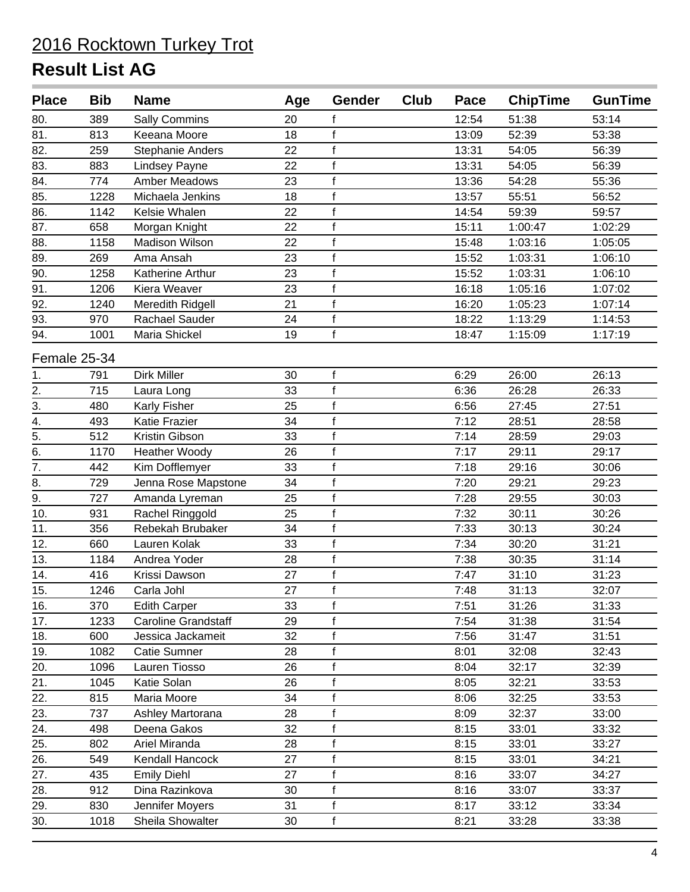# 2016 Rocktown Turkey Trot

## Result List AG

| Place | Bib | Name | Age | Gender | Club | Pace | ChipTime | GunTime |
|---|---|---|---|---|---|---|---|---|
| 80. | 389 | Sally Commins | 20 | f | | 12:54 | 51:38 | 53:14 |
| 81. | 813 | Keeana Moore | 18 | f | | 13:09 | 52:39 | 53:38 |
| 82. | 259 | Stephanie Anders | 22 | f | | 13:31 | 54:05 | 56:39 |
| 83. | 883 | Lindsey Payne | 22 | f | | 13:31 | 54:05 | 56:39 |
| 84. | 774 | Amber Meadows | 23 | f | | 13:36 | 54:28 | 55:36 |
| 85. | 1228 | Michaela Jenkins | 18 | f | | 13:57 | 55:51 | 56:52 |
| 86. | 1142 | Kelsie Whalen | 22 | f | | 14:54 | 59:39 | 59:57 |
| 87. | 658 | Morgan Knight | 22 | f | | 15:11 | 1:00:47 | 1:02:29 |
| 88. | 1158 | Madison Wilson | 22 | f | | 15:48 | 1:03:16 | 1:05:05 |
| 89. | 269 | Ama Ansah | 23 | f | | 15:52 | 1:03:31 | 1:06:10 |
| 90. | 1258 | Katherine Arthur | 23 | f | | 15:52 | 1:03:31 | 1:06:10 |
| 91. | 1206 | Kiera Weaver | 23 | f | | 16:18 | 1:05:16 | 1:07:02 |
| 92. | 1240 | Meredith Ridgell | 21 | f | | 16:20 | 1:05:23 | 1:07:14 |
| 93. | 970 | Rachael Sauder | 24 | f | | 18:22 | 1:13:29 | 1:14:53 |
| 94. | 1001 | Maria Shickel | 19 | f | | 18:47 | 1:15:09 | 1:17:19 |

Female 25-34

| Place | Bib | Name | Age | Gender | Club | Pace | ChipTime | GunTime |
|---|---|---|---|---|---|---|---|---|
| 1. | 791 | Dirk Miller | 30 | f | | 6:29 | 26:00 | 26:13 |
| 2. | 715 | Laura Long | 33 | f | | 6:36 | 26:28 | 26:33 |
| 3. | 480 | Karly Fisher | 25 | f | | 6:56 | 27:45 | 27:51 |
| 4. | 493 | Katie Frazier | 34 | f | | 7:12 | 28:51 | 28:58 |
| 5. | 512 | Kristin Gibson | 33 | f | | 7:14 | 28:59 | 29:03 |
| 6. | 1170 | Heather Woody | 26 | f | | 7:17 | 29:11 | 29:17 |
| 7. | 442 | Kim Dofflemyer | 33 | f | | 7:18 | 29:16 | 30:06 |
| 8. | 729 | Jenna Rose Mapstone | 34 | f | | 7:20 | 29:21 | 29:23 |
| 9. | 727 | Amanda Lyreman | 25 | f | | 7:28 | 29:55 | 30:03 |
| 10. | 931 | Rachel Ringgold | 25 | f | | 7:32 | 30:11 | 30:26 |
| 11. | 356 | Rebekah Brubaker | 34 | f | | 7:33 | 30:13 | 30:24 |
| 12. | 660 | Lauren Kolak | 33 | f | | 7:34 | 30:20 | 31:21 |
| 13. | 1184 | Andrea Yoder | 28 | f | | 7:38 | 30:35 | 31:14 |
| 14. | 416 | Krissi Dawson | 27 | f | | 7:47 | 31:10 | 31:23 |
| 15. | 1246 | Carla Johl | 27 | f | | 7:48 | 31:13 | 32:07 |
| 16. | 370 | Edith Carper | 33 | f | | 7:51 | 31:26 | 31:33 |
| 17. | 1233 | Caroline Grandstaff | 29 | f | | 7:54 | 31:38 | 31:54 |
| 18. | 600 | Jessica Jackameit | 32 | f | | 7:56 | 31:47 | 31:51 |
| 19. | 1082 | Catie Sumner | 28 | f | | 8:01 | 32:08 | 32:43 |
| 20. | 1096 | Lauren Tiosso | 26 | f | | 8:04 | 32:17 | 32:39 |
| 21. | 1045 | Katie Solan | 26 | f | | 8:05 | 32:21 | 33:53 |
| 22. | 815 | Maria Moore | 34 | f | | 8:06 | 32:25 | 33:53 |
| 23. | 737 | Ashley Martorana | 28 | f | | 8:09 | 32:37 | 33:00 |
| 24. | 498 | Deena Gakos | 32 | f | | 8:15 | 33:01 | 33:32 |
| 25. | 802 | Ariel Miranda | 28 | f | | 8:15 | 33:01 | 33:27 |
| 26. | 549 | Kendall Hancock | 27 | f | | 8:15 | 33:01 | 34:21 |
| 27. | 435 | Emily Diehl | 27 | f | | 8:16 | 33:07 | 34:27 |
| 28. | 912 | Dina Razinkova | 30 | f | | 8:16 | 33:07 | 33:37 |
| 29. | 830 | Jennifer Moyers | 31 | f | | 8:17 | 33:12 | 33:34 |
| 30. | 1018 | Sheila Showalter | 30 | f | | 8:21 | 33:28 | 33:38 |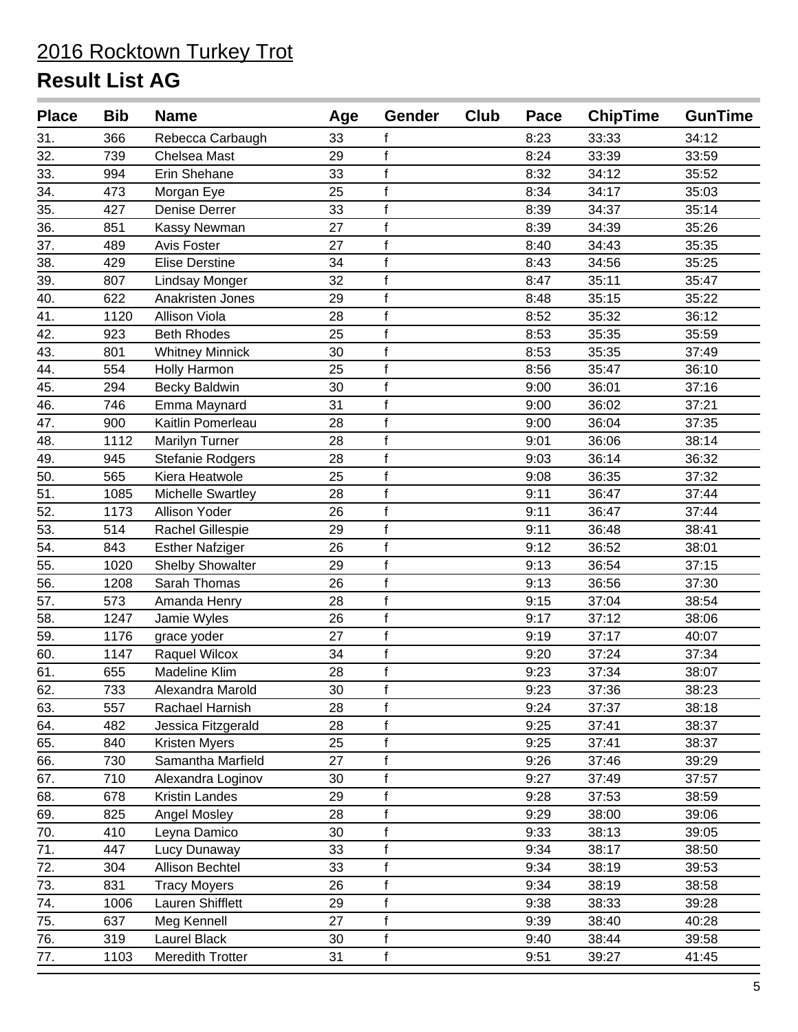# 2016 Rocktown Turkey Trot

## Result List AG

| Place | Bib | Name | Age | Gender | Club | Pace | ChipTime | GunTime |
|---|---|---|---|---|---|---|---|---|
| 31. | 366 | Rebecca Carbaugh | 33 | f | | 8:23 | 33:33 | 34:12 |
| 32. | 739 | Chelsea Mast | 29 | f | | 8:24 | 33:39 | 33:59 |
| 33. | 994 | Erin Shehane | 33 | f | | 8:32 | 34:12 | 35:52 |
| 34. | 473 | Morgan Eye | 25 | f | | 8:34 | 34:17 | 35:03 |
| 35. | 427 | Denise Derrer | 33 | f | | 8:39 | 34:37 | 35:14 |
| 36. | 851 | Kassy Newman | 27 | f | | 8:39 | 34:39 | 35:26 |
| 37. | 489 | Avis Foster | 27 | f | | 8:40 | 34:43 | 35:35 |
| 38. | 429 | Elise Derstine | 34 | f | | 8:43 | 34:56 | 35:25 |
| 39. | 807 | Lindsay Monger | 32 | f | | 8:47 | 35:11 | 35:47 |
| 40. | 622 | Anakristen Jones | 29 | f | | 8:48 | 35:15 | 35:22 |
| 41. | 1120 | Allison Viola | 28 | f | | 8:52 | 35:32 | 36:12 |
| 42. | 923 | Beth Rhodes | 25 | f | | 8:53 | 35:35 | 35:59 |
| 43. | 801 | Whitney Minnick | 30 | f | | 8:53 | 35:35 | 37:49 |
| 44. | 554 | Holly Harmon | 25 | f | | 8:56 | 35:47 | 36:10 |
| 45. | 294 | Becky Baldwin | 30 | f | | 9:00 | 36:01 | 37:16 |
| 46. | 746 | Emma Maynard | 31 | f | | 9:00 | 36:02 | 37:21 |
| 47. | 900 | Kaitlin Pomerleau | 28 | f | | 9:00 | 36:04 | 37:35 |
| 48. | 1112 | Marilyn Turner | 28 | f | | 9:01 | 36:06 | 38:14 |
| 49. | 945 | Stefanie Rodgers | 28 | f | | 9:03 | 36:14 | 36:32 |
| 50. | 565 | Kiera Heatwole | 25 | f | | 9:08 | 36:35 | 37:32 |
| 51. | 1085 | Michelle Swartley | 28 | f | | 9:11 | 36:47 | 37:44 |
| 52. | 1173 | Allison Yoder | 26 | f | | 9:11 | 36:47 | 37:44 |
| 53. | 514 | Rachel Gillespie | 29 | f | | 9:11 | 36:48 | 38:41 |
| 54. | 843 | Esther Nafziger | 26 | f | | 9:12 | 36:52 | 38:01 |
| 55. | 1020 | Shelby Showalter | 29 | f | | 9:13 | 36:54 | 37:15 |
| 56. | 1208 | Sarah Thomas | 26 | f | | 9:13 | 36:56 | 37:30 |
| 57. | 573 | Amanda Henry | 28 | f | | 9:15 | 37:04 | 38:54 |
| 58. | 1247 | Jamie Wyles | 26 | f | | 9:17 | 37:12 | 38:06 |
| 59. | 1176 | grace yoder | 27 | f | | 9:19 | 37:17 | 40:07 |
| 60. | 1147 | Raquel Wilcox | 34 | f | | 9:20 | 37:24 | 37:34 |
| 61. | 655 | Madeline Klim | 28 | f | | 9:23 | 37:34 | 38:07 |
| 62. | 733 | Alexandra Marold | 30 | f | | 9:23 | 37:36 | 38:23 |
| 63. | 557 | Rachael Harnish | 28 | f | | 9:24 | 37:37 | 38:18 |
| 64. | 482 | Jessica Fitzgerald | 28 | f | | 9:25 | 37:41 | 38:37 |
| 65. | 840 | Kristen Myers | 25 | f | | 9:25 | 37:41 | 38:37 |
| 66. | 730 | Samantha Marfield | 27 | f | | 9:26 | 37:46 | 39:29 |
| 67. | 710 | Alexandra Loginov | 30 | f | | 9:27 | 37:49 | 37:57 |
| 68. | 678 | Kristin Landes | 29 | f | | 9:28 | 37:53 | 38:59 |
| 69. | 825 | Angel Mosley | 28 | f | | 9:29 | 38:00 | 39:06 |
| 70. | 410 | Leyna Damico | 30 | f | | 9:33 | 38:13 | 39:05 |
| 71. | 447 | Lucy Dunaway | 33 | f | | 9:34 | 38:17 | 38:50 |
| 72. | 304 | Allison Bechtel | 33 | f | | 9:34 | 38:19 | 39:53 |
| 73. | 831 | Tracy Moyers | 26 | f | | 9:34 | 38:19 | 38:58 |
| 74. | 1006 | Lauren Shifflett | 29 | f | | 9:38 | 38:33 | 39:28 |
| 75. | 637 | Meg Kennell | 27 | f | | 9:39 | 38:40 | 40:28 |
| 76. | 319 | Laurel Black | 30 | f | | 9:40 | 38:44 | 39:58 |
| 77. | 1103 | Meredith Trotter | 31 | f | | 9:51 | 39:27 | 41:45 |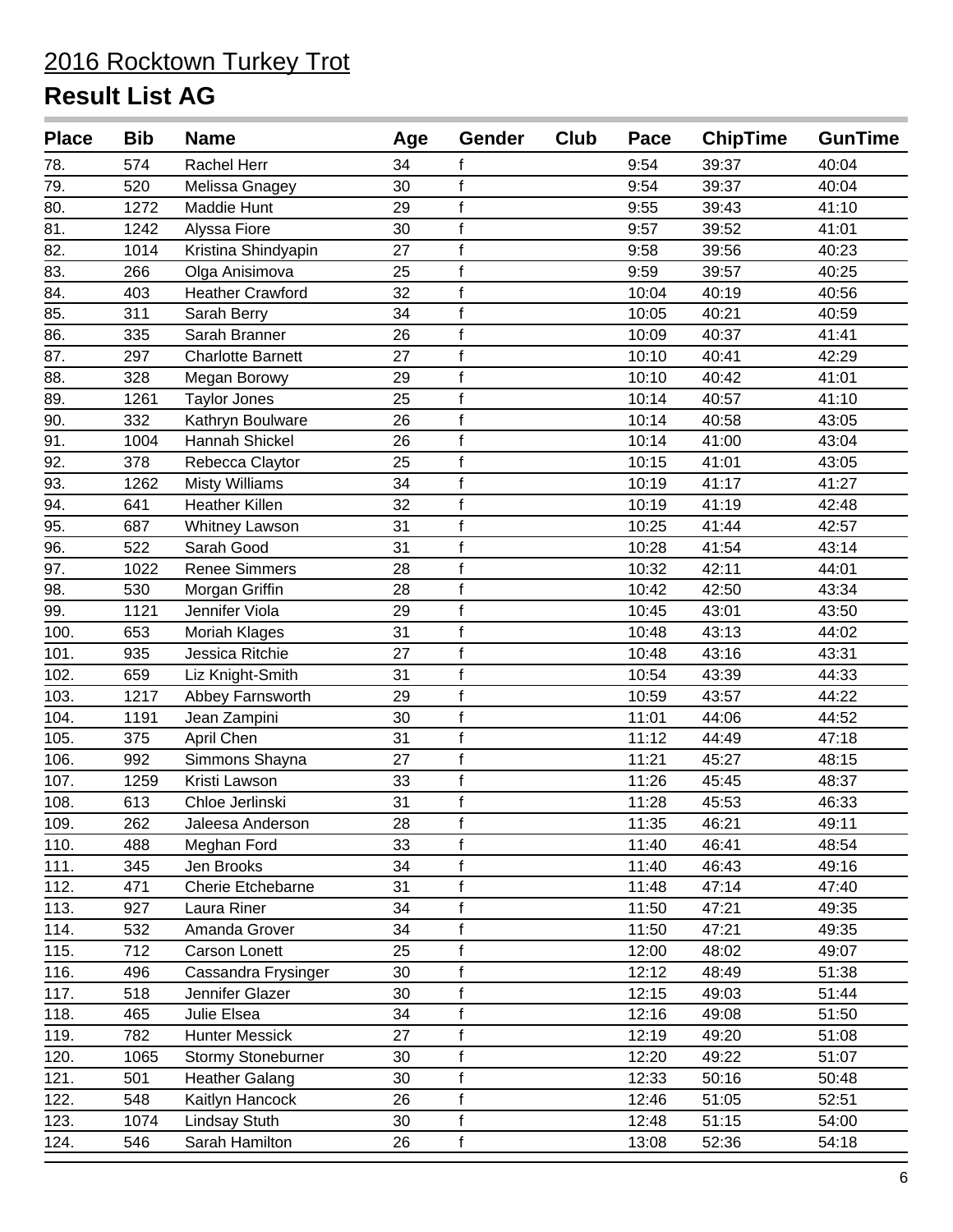# 2016 Rocktown Turkey Trot

## Result List AG

| Place | Bib | Name | Age | Gender | Club | Pace | ChipTime | GunTime |
|---|---|---|---|---|---|---|---|---|
| 78. | 574 | Rachel Herr | 34 | f | | 9:54 | 39:37 | 40:04 |
| 79. | 520 | Melissa Gnagey | 30 | f | | 9:54 | 39:37 | 40:04 |
| 80. | 1272 | Maddie Hunt | 29 | f | | 9:55 | 39:43 | 41:10 |
| 81. | 1242 | Alyssa Fiore | 30 | f | | 9:57 | 39:52 | 41:01 |
| 82. | 1014 | Kristina Shindyapin | 27 | f | | 9:58 | 39:56 | 40:23 |
| 83. | 266 | Olga Anisimova | 25 | f | | 9:59 | 39:57 | 40:25 |
| 84. | 403 | Heather Crawford | 32 | f | | 10:04 | 40:19 | 40:56 |
| 85. | 311 | Sarah Berry | 34 | f | | 10:05 | 40:21 | 40:59 |
| 86. | 335 | Sarah Branner | 26 | f | | 10:09 | 40:37 | 41:41 |
| 87. | 297 | Charlotte Barnett | 27 | f | | 10:10 | 40:41 | 42:29 |
| 88. | 328 | Megan Borowy | 29 | f | | 10:10 | 40:42 | 41:01 |
| 89. | 1261 | Taylor Jones | 25 | f | | 10:14 | 40:57 | 41:10 |
| 90. | 332 | Kathryn Boulware | 26 | f | | 10:14 | 40:58 | 43:05 |
| 91. | 1004 | Hannah Shickel | 26 | f | | 10:14 | 41:00 | 43:04 |
| 92. | 378 | Rebecca Claytor | 25 | f | | 10:15 | 41:01 | 43:05 |
| 93. | 1262 | Misty Williams | 34 | f | | 10:19 | 41:17 | 41:27 |
| 94. | 641 | Heather Killen | 32 | f | | 10:19 | 41:19 | 42:48 |
| 95. | 687 | Whitney Lawson | 31 | f | | 10:25 | 41:44 | 42:57 |
| 96. | 522 | Sarah Good | 31 | f | | 10:28 | 41:54 | 43:14 |
| 97. | 1022 | Renee Simmers | 28 | f | | 10:32 | 42:11 | 44:01 |
| 98. | 530 | Morgan Griffin | 28 | f | | 10:42 | 42:50 | 43:34 |
| 99. | 1121 | Jennifer Viola | 29 | f | | 10:45 | 43:01 | 43:50 |
| 100. | 653 | Moriah Klages | 31 | f | | 10:48 | 43:13 | 44:02 |
| 101. | 935 | Jessica Ritchie | 27 | f | | 10:48 | 43:16 | 43:31 |
| 102. | 659 | Liz Knight-Smith | 31 | f | | 10:54 | 43:39 | 44:33 |
| 103. | 1217 | Abbey Farnsworth | 29 | f | | 10:59 | 43:57 | 44:22 |
| 104. | 1191 | Jean Zampini | 30 | f | | 11:01 | 44:06 | 44:52 |
| 105. | 375 | April Chen | 31 | f | | 11:12 | 44:49 | 47:18 |
| 106. | 992 | Simmons Shayna | 27 | f | | 11:21 | 45:27 | 48:15 |
| 107. | 1259 | Kristi Lawson | 33 | f | | 11:26 | 45:45 | 48:37 |
| 108. | 613 | Chloe Jerlinski | 31 | f | | 11:28 | 45:53 | 46:33 |
| 109. | 262 | Jaleesa Anderson | 28 | f | | 11:35 | 46:21 | 49:11 |
| 110. | 488 | Meghan Ford | 33 | f | | 11:40 | 46:41 | 48:54 |
| 111. | 345 | Jen Brooks | 34 | f | | 11:40 | 46:43 | 49:16 |
| 112. | 471 | Cherie Etchebarne | 31 | f | | 11:48 | 47:14 | 47:40 |
| 113. | 927 | Laura Riner | 34 | f | | 11:50 | 47:21 | 49:35 |
| 114. | 532 | Amanda Grover | 34 | f | | 11:50 | 47:21 | 49:35 |
| 115. | 712 | Carson Lonett | 25 | f | | 12:00 | 48:02 | 49:07 |
| 116. | 496 | Cassandra Frysinger | 30 | f | | 12:12 | 48:49 | 51:38 |
| 117. | 518 | Jennifer Glazer | 30 | f | | 12:15 | 49:03 | 51:44 |
| 118. | 465 | Julie Elsea | 34 | f | | 12:16 | 49:08 | 51:50 |
| 119. | 782 | Hunter Messick | 27 | f | | 12:19 | 49:20 | 51:08 |
| 120. | 1065 | Stormy Stoneburner | 30 | f | | 12:20 | 49:22 | 51:07 |
| 121. | 501 | Heather Galang | 30 | f | | 12:33 | 50:16 | 50:48 |
| 122. | 548 | Kaitlyn Hancock | 26 | f | | 12:46 | 51:05 | 52:51 |
| 123. | 1074 | Lindsay Stuth | 30 | f | | 12:48 | 51:15 | 54:00 |
| 124. | 546 | Sarah Hamilton | 26 | f | | 13:08 | 52:36 | 54:18 |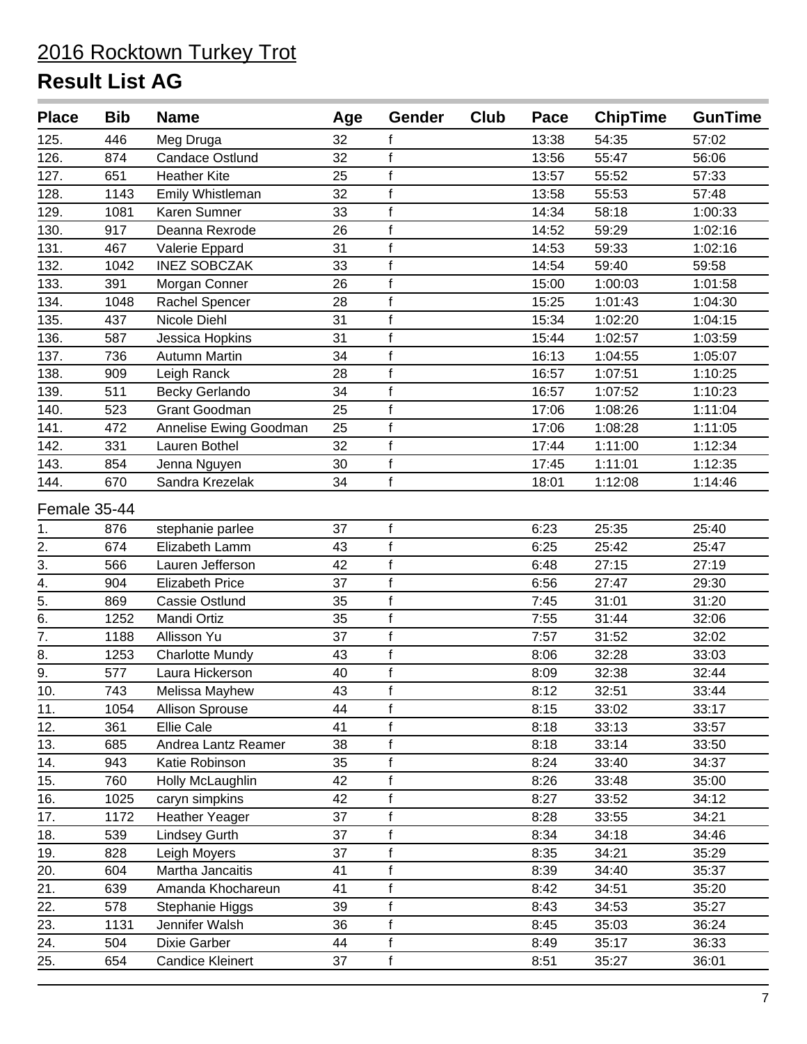# 2016 Rocktown Turkey Trot

## Result List AG

| Place | Bib | Name | Age | Gender | Club | Pace | ChipTime | GunTime |
|---|---|---|---|---|---|---|---|---|
| 125. | 446 | Meg Druga | 32 | f | | 13:38 | 54:35 | 57:02 |
| 126. | 874 | Candace Ostlund | 32 | f | | 13:56 | 55:47 | 56:06 |
| 127. | 651 | Heather Kite | 25 | f | | 13:57 | 55:52 | 57:33 |
| 128. | 1143 | Emily Whistleman | 32 | f | | 13:58 | 55:53 | 57:48 |
| 129. | 1081 | Karen Sumner | 33 | f | | 14:34 | 58:18 | 1:00:33 |
| 130. | 917 | Deanna Rexrode | 26 | f | | 14:52 | 59:29 | 1:02:16 |
| 131. | 467 | Valerie Eppard | 31 | f | | 14:53 | 59:33 | 1:02:16 |
| 132. | 1042 | INEZ SOBCZAK | 33 | f | | 14:54 | 59:40 | 59:58 |
| 133. | 391 | Morgan Conner | 26 | f | | 15:00 | 1:00:03 | 1:01:58 |
| 134. | 1048 | Rachel Spencer | 28 | f | | 15:25 | 1:01:43 | 1:04:30 |
| 135. | 437 | Nicole Diehl | 31 | f | | 15:34 | 1:02:20 | 1:04:15 |
| 136. | 587 | Jessica Hopkins | 31 | f | | 15:44 | 1:02:57 | 1:03:59 |
| 137. | 736 | Autumn Martin | 34 | f | | 16:13 | 1:04:55 | 1:05:07 |
| 138. | 909 | Leigh Ranck | 28 | f | | 16:57 | 1:07:51 | 1:10:25 |
| 139. | 511 | Becky Gerlando | 34 | f | | 16:57 | 1:07:52 | 1:10:23 |
| 140. | 523 | Grant Goodman | 25 | f | | 17:06 | 1:08:26 | 1:11:04 |
| 141. | 472 | Annelise Ewing Goodman | 25 | f | | 17:06 | 1:08:28 | 1:11:05 |
| 142. | 331 | Lauren Bothel | 32 | f | | 17:44 | 1:11:00 | 1:12:34 |
| 143. | 854 | Jenna Nguyen | 30 | f | | 17:45 | 1:11:01 | 1:12:35 |
| 144. | 670 | Sandra Krezelak | 34 | f | | 18:01 | 1:12:08 | 1:14:46 |

Female 35-44

| Place | Bib | Name | Age | Gender | Club | Pace | ChipTime | GunTime |
|---|---|---|---|---|---|---|---|---|
| 1. | 876 | stephanie parlee | 37 | f | | 6:23 | 25:35 | 25:40 |
| 2. | 674 | Elizabeth Lamm | 43 | f | | 6:25 | 25:42 | 25:47 |
| 3. | 566 | Lauren Jefferson | 42 | f | | 6:48 | 27:15 | 27:19 |
| 4. | 904 | Elizabeth Price | 37 | f | | 6:56 | 27:47 | 29:30 |
| 5. | 869 | Cassie Ostlund | 35 | f | | 7:45 | 31:01 | 31:20 |
| 6. | 1252 | Mandi Ortiz | 35 | f | | 7:55 | 31:44 | 32:06 |
| 7. | 1188 | Allisson Yu | 37 | f | | 7:57 | 31:52 | 32:02 |
| 8. | 1253 | Charlotte Mundy | 43 | f | | 8:06 | 32:28 | 33:03 |
| 9. | 577 | Laura Hickerson | 40 | f | | 8:09 | 32:38 | 32:44 |
| 10. | 743 | Melissa Mayhew | 43 | f | | 8:12 | 32:51 | 33:44 |
| 11. | 1054 | Allison Sprouse | 44 | f | | 8:15 | 33:02 | 33:17 |
| 12. | 361 | Ellie Cale | 41 | f | | 8:18 | 33:13 | 33:57 |
| 13. | 685 | Andrea Lantz Reamer | 38 | f | | 8:18 | 33:14 | 33:50 |
| 14. | 943 | Katie Robinson | 35 | f | | 8:24 | 33:40 | 34:37 |
| 15. | 760 | Holly McLaughlin | 42 | f | | 8:26 | 33:48 | 35:00 |
| 16. | 1025 | caryn simpkins | 42 | f | | 8:27 | 33:52 | 34:12 |
| 17. | 1172 | Heather Yeager | 37 | f | | 8:28 | 33:55 | 34:21 |
| 18. | 539 | Lindsey Gurth | 37 | f | | 8:34 | 34:18 | 34:46 |
| 19. | 828 | Leigh Moyers | 37 | f | | 8:35 | 34:21 | 35:29 |
| 20. | 604 | Martha Jancaitis | 41 | f | | 8:39 | 34:40 | 35:37 |
| 21. | 639 | Amanda Khochareun | 41 | f | | 8:42 | 34:51 | 35:20 |
| 22. | 578 | Stephanie Higgs | 39 | f | | 8:43 | 34:53 | 35:27 |
| 23. | 1131 | Jennifer Walsh | 36 | f | | 8:45 | 35:03 | 36:24 |
| 24. | 504 | Dixie Garber | 44 | f | | 8:49 | 35:17 | 36:33 |
| 25. | 654 | Candice Kleinert | 37 | f | | 8:51 | 35:27 | 36:01 |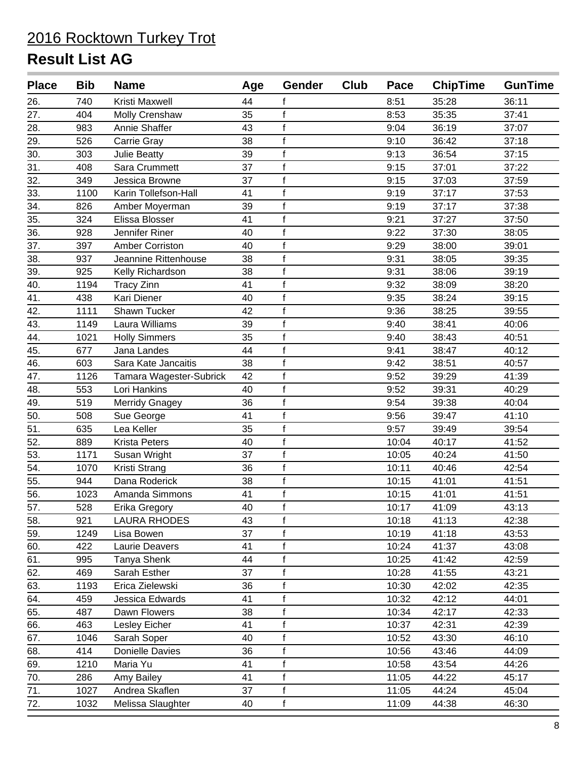# 2016 Rocktown Turkey Trot

## Result List AG

| Place | Bib | Name | Age | Gender | Club | Pace | ChipTime | GunTime |
|---|---|---|---|---|---|---|---|---|
| 26. | 740 | Kristi Maxwell | 44 | f | | 8:51 | 35:28 | 36:11 |
| 27. | 404 | Molly Crenshaw | 35 | f | | 8:53 | 35:35 | 37:41 |
| 28. | 983 | Annie Shaffer | 43 | f | | 9:04 | 36:19 | 37:07 |
| 29. | 526 | Carrie Gray | 38 | f | | 9:10 | 36:42 | 37:18 |
| 30. | 303 | Julie Beatty | 39 | f | | 9:13 | 36:54 | 37:15 |
| 31. | 408 | Sara Crummett | 37 | f | | 9:15 | 37:01 | 37:22 |
| 32. | 349 | Jessica Browne | 37 | f | | 9:15 | 37:03 | 37:59 |
| 33. | 1100 | Karin Tollefson-Hall | 41 | f | | 9:19 | 37:17 | 37:53 |
| 34. | 826 | Amber Moyerman | 39 | f | | 9:19 | 37:17 | 37:38 |
| 35. | 324 | Elissa Blosser | 41 | f | | 9:21 | 37:27 | 37:50 |
| 36. | 928 | Jennifer Riner | 40 | f | | 9:22 | 37:30 | 38:05 |
| 37. | 397 | Amber Corriston | 40 | f | | 9:29 | 38:00 | 39:01 |
| 38. | 937 | Jeannine Rittenhouse | 38 | f | | 9:31 | 38:05 | 39:35 |
| 39. | 925 | Kelly Richardson | 38 | f | | 9:31 | 38:06 | 39:19 |
| 40. | 1194 | Tracy Zinn | 41 | f | | 9:32 | 38:09 | 38:20 |
| 41. | 438 | Kari Diener | 40 | f | | 9:35 | 38:24 | 39:15 |
| 42. | 1111 | Shawn Tucker | 42 | f | | 9:36 | 38:25 | 39:55 |
| 43. | 1149 | Laura Williams | 39 | f | | 9:40 | 38:41 | 40:06 |
| 44. | 1021 | Holly Simmers | 35 | f | | 9:40 | 38:43 | 40:51 |
| 45. | 677 | Jana Landes | 44 | f | | 9:41 | 38:47 | 40:12 |
| 46. | 603 | Sara Kate Jancaitis | 38 | f | | 9:42 | 38:51 | 40:57 |
| 47. | 1126 | Tamara Wagester-Subrick | 42 | f | | 9:52 | 39:29 | 41:39 |
| 48. | 553 | Lori Hankins | 40 | f | | 9:52 | 39:31 | 40:29 |
| 49. | 519 | Merridy Gnagey | 36 | f | | 9:54 | 39:38 | 40:04 |
| 50. | 508 | Sue George | 41 | f | | 9:56 | 39:47 | 41:10 |
| 51. | 635 | Lea Keller | 35 | f | | 9:57 | 39:49 | 39:54 |
| 52. | 889 | Krista Peters | 40 | f | | 10:04 | 40:17 | 41:52 |
| 53. | 1171 | Susan Wright | 37 | f | | 10:05 | 40:24 | 41:50 |
| 54. | 1070 | Kristi Strang | 36 | f | | 10:11 | 40:46 | 42:54 |
| 55. | 944 | Dana Roderick | 38 | f | | 10:15 | 41:01 | 41:51 |
| 56. | 1023 | Amanda Simmons | 41 | f | | 10:15 | 41:01 | 41:51 |
| 57. | 528 | Erika Gregory | 40 | f | | 10:17 | 41:09 | 43:13 |
| 58. | 921 | LAURA RHODES | 43 | f | | 10:18 | 41:13 | 42:38 |
| 59. | 1249 | Lisa Bowen | 37 | f | | 10:19 | 41:18 | 43:53 |
| 60. | 422 | Laurie Deavers | 41 | f | | 10:24 | 41:37 | 43:08 |
| 61. | 995 | Tanya Shenk | 44 | f | | 10:25 | 41:42 | 42:59 |
| 62. | 469 | Sarah Esther | 37 | f | | 10:28 | 41:55 | 43:21 |
| 63. | 1193 | Erica Zielewski | 36 | f | | 10:30 | 42:02 | 42:35 |
| 64. | 459 | Jessica Edwards | 41 | f | | 10:32 | 42:12 | 44:01 |
| 65. | 487 | Dawn Flowers | 38 | f | | 10:34 | 42:17 | 42:33 |
| 66. | 463 | Lesley Eicher | 41 | f | | 10:37 | 42:31 | 42:39 |
| 67. | 1046 | Sarah Soper | 40 | f | | 10:52 | 43:30 | 46:10 |
| 68. | 414 | Donielle Davies | 36 | f | | 10:56 | 43:46 | 44:09 |
| 69. | 1210 | Maria Yu | 41 | f | | 10:58 | 43:54 | 44:26 |
| 70. | 286 | Amy Bailey | 41 | f | | 11:05 | 44:22 | 45:17 |
| 71. | 1027 | Andrea Skaflen | 37 | f | | 11:05 | 44:24 | 45:04 |
| 72. | 1032 | Melissa Slaughter | 40 | f | | 11:09 | 44:38 | 46:30 |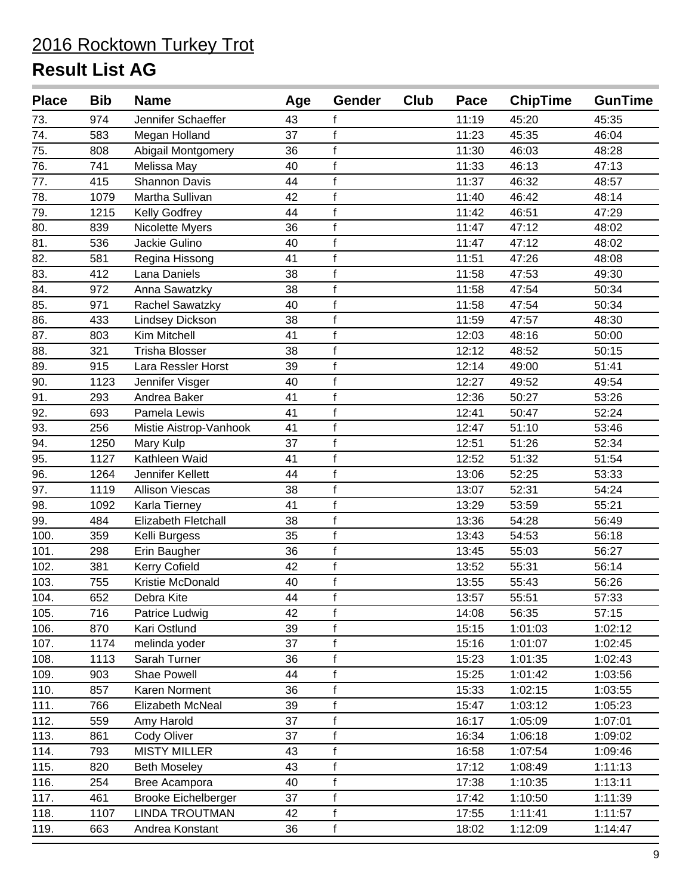# 2016 Rocktown Turkey Trot

## Result List AG

| Place | Bib | Name | Age | Gender | Club | Pace | ChipTime | GunTime |
|---|---|---|---|---|---|---|---|---|
| 73. | 974 | Jennifer Schaeffer | 43 | f | | 11:19 | 45:20 | 45:35 |
| 74. | 583 | Megan Holland | 37 | f | | 11:23 | 45:35 | 46:04 |
| 75. | 808 | Abigail Montgomery | 36 | f | | 11:30 | 46:03 | 48:28 |
| 76. | 741 | Melissa May | 40 | f | | 11:33 | 46:13 | 47:13 |
| 77. | 415 | Shannon Davis | 44 | f | | 11:37 | 46:32 | 48:57 |
| 78. | 1079 | Martha Sullivan | 42 | f | | 11:40 | 46:42 | 48:14 |
| 79. | 1215 | Kelly Godfrey | 44 | f | | 11:42 | 46:51 | 47:29 |
| 80. | 839 | Nicolette Myers | 36 | f | | 11:47 | 47:12 | 48:02 |
| 81. | 536 | Jackie Gulino | 40 | f | | 11:47 | 47:12 | 48:02 |
| 82. | 581 | Regina Hissong | 41 | f | | 11:51 | 47:26 | 48:08 |
| 83. | 412 | Lana Daniels | 38 | f | | 11:58 | 47:53 | 49:30 |
| 84. | 972 | Anna Sawatzky | 38 | f | | 11:58 | 47:54 | 50:34 |
| 85. | 971 | Rachel Sawatzky | 40 | f | | 11:58 | 47:54 | 50:34 |
| 86. | 433 | Lindsey Dickson | 38 | f | | 11:59 | 47:57 | 48:30 |
| 87. | 803 | Kim Mitchell | 41 | f | | 12:03 | 48:16 | 50:00 |
| 88. | 321 | Trisha Blosser | 38 | f | | 12:12 | 48:52 | 50:15 |
| 89. | 915 | Lara Ressler Horst | 39 | f | | 12:14 | 49:00 | 51:41 |
| 90. | 1123 | Jennifer Visger | 40 | f | | 12:27 | 49:52 | 49:54 |
| 91. | 293 | Andrea Baker | 41 | f | | 12:36 | 50:27 | 53:26 |
| 92. | 693 | Pamela Lewis | 41 | f | | 12:41 | 50:47 | 52:24 |
| 93. | 256 | Mistie Aistrop-Vanhook | 41 | f | | 12:47 | 51:10 | 53:46 |
| 94. | 1250 | Mary Kulp | 37 | f | | 12:51 | 51:26 | 52:34 |
| 95. | 1127 | Kathleen Waid | 41 | f | | 12:52 | 51:32 | 51:54 |
| 96. | 1264 | Jennifer Kellett | 44 | f | | 13:06 | 52:25 | 53:33 |
| 97. | 1119 | Allison Viescas | 38 | f | | 13:07 | 52:31 | 54:24 |
| 98. | 1092 | Karla Tierney | 41 | f | | 13:29 | 53:59 | 55:21 |
| 99. | 484 | Elizabeth Fletchall | 38 | f | | 13:36 | 54:28 | 56:49 |
| 100. | 359 | Kelli Burgess | 35 | f | | 13:43 | 54:53 | 56:18 |
| 101. | 298 | Erin Baugher | 36 | f | | 13:45 | 55:03 | 56:27 |
| 102. | 381 | Kerry Cofield | 42 | f | | 13:52 | 55:31 | 56:14 |
| 103. | 755 | Kristie McDonald | 40 | f | | 13:55 | 55:43 | 56:26 |
| 104. | 652 | Debra Kite | 44 | f | | 13:57 | 55:51 | 57:33 |
| 105. | 716 | Patrice Ludwig | 42 | f | | 14:08 | 56:35 | 57:15 |
| 106. | 870 | Kari Ostlund | 39 | f | | 15:15 | 1:01:03 | 1:02:12 |
| 107. | 1174 | melinda yoder | 37 | f | | 15:16 | 1:01:07 | 1:02:45 |
| 108. | 1113 | Sarah Turner | 36 | f | | 15:23 | 1:01:35 | 1:02:43 |
| 109. | 903 | Shae Powell | 44 | f | | 15:25 | 1:01:42 | 1:03:56 |
| 110. | 857 | Karen Norment | 36 | f | | 15:33 | 1:02:15 | 1:03:55 |
| 111. | 766 | Elizabeth McNeal | 39 | f | | 15:47 | 1:03:12 | 1:05:23 |
| 112. | 559 | Amy Harold | 37 | f | | 16:17 | 1:05:09 | 1:07:01 |
| 113. | 861 | Cody Oliver | 37 | f | | 16:34 | 1:06:18 | 1:09:02 |
| 114. | 793 | MISTY MILLER | 43 | f | | 16:58 | 1:07:54 | 1:09:46 |
| 115. | 820 | Beth Moseley | 43 | f | | 17:12 | 1:08:49 | 1:11:13 |
| 116. | 254 | Bree Acampora | 40 | f | | 17:38 | 1:10:35 | 1:13:11 |
| 117. | 461 | Brooke Eichelberger | 37 | f | | 17:42 | 1:10:50 | 1:11:39 |
| 118. | 1107 | LINDA TROUTMAN | 42 | f | | 17:55 | 1:11:41 | 1:11:57 |
| 119. | 663 | Andrea Konstant | 36 | f | | 18:02 | 1:12:09 | 1:14:47 |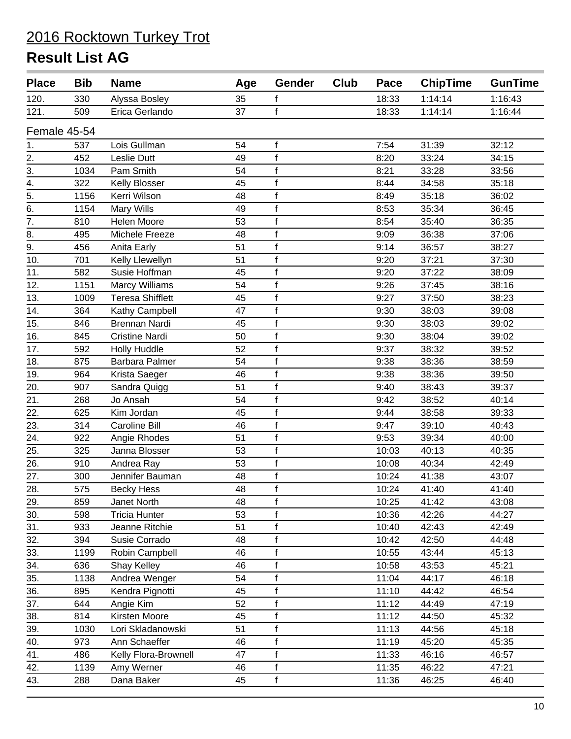# 2016 Rocktown Turkey Trot

## Result List AG

| Place | Bib | Name | Age | Gender | Club | Pace | ChipTime | GunTime |
|---|---|---|---|---|---|---|---|---|
| 120. | 330 | Alyssa Bosley | 35 | f | | 18:33 | 1:14:14 | 1:16:43 |
| 121. | 509 | Erica Gerlando | 37 | f | | 18:33 | 1:14:14 | 1:16:44 |
| **Female 45-54** | | | | | | | | |
| 1. | 537 | Lois Gullman | 54 | f | | 7:54 | 31:39 | 32:12 |
| 2. | 452 | Leslie Dutt | 49 | f | | 8:20 | 33:24 | 34:15 |
| 3. | 1034 | Pam Smith | 54 | f | | 8:21 | 33:28 | 33:56 |
| 4. | 322 | Kelly Blosser | 45 | f | | 8:44 | 34:58 | 35:18 |
| 5. | 1156 | Kerri Wilson | 48 | f | | 8:49 | 35:18 | 36:02 |
| 6. | 1154 | Mary Wills | 49 | f | | 8:53 | 35:34 | 36:45 |
| 7. | 810 | Helen Moore | 53 | f | | 8:54 | 35:40 | 36:35 |
| 8. | 495 | Michele Freeze | 48 | f | | 9:09 | 36:38 | 37:06 |
| 9. | 456 | Anita Early | 51 | f | | 9:14 | 36:57 | 38:27 |
| 10. | 701 | Kelly Llewellyn | 51 | f | | 9:20 | 37:21 | 37:30 |
| 11. | 582 | Susie Hoffman | 45 | f | | 9:20 | 37:22 | 38:09 |
| 12. | 1151 | Marcy Williams | 54 | f | | 9:26 | 37:45 | 38:16 |
| 13. | 1009 | Teresa Shifflett | 45 | f | | 9:27 | 37:50 | 38:23 |
| 14. | 364 | Kathy Campbell | 47 | f | | 9:30 | 38:03 | 39:08 |
| 15. | 846 | Brennan Nardi | 45 | f | | 9:30 | 38:03 | 39:02 |
| 16. | 845 | Cristine Nardi | 50 | f | | 9:30 | 38:04 | 39:02 |
| 17. | 592 | Holly Huddle | 52 | f | | 9:37 | 38:32 | 39:52 |
| 18. | 875 | Barbara Palmer | 54 | f | | 9:38 | 38:36 | 38:59 |
| 19. | 964 | Krista Saeger | 46 | f | | 9:38 | 38:36 | 39:50 |
| 20. | 907 | Sandra Quigg | 51 | f | | 9:40 | 38:43 | 39:37 |
| 21. | 268 | Jo Ansah | 54 | f | | 9:42 | 38:52 | 40:14 |
| 22. | 625 | Kim Jordan | 45 | f | | 9:44 | 38:58 | 39:33 |
| 23. | 314 | Caroline Bill | 46 | f | | 9:47 | 39:10 | 40:43 |
| 24. | 922 | Angie Rhodes | 51 | f | | 9:53 | 39:34 | 40:00 |
| 25. | 325 | Janna Blosser | 53 | f | | 10:03 | 40:13 | 40:35 |
| 26. | 910 | Andrea Ray | 53 | f | | 10:08 | 40:34 | 42:49 |
| 27. | 300 | Jennifer Bauman | 48 | f | | 10:24 | 41:38 | 43:07 |
| 28. | 575 | Becky Hess | 48 | f | | 10:24 | 41:40 | 41:40 |
| 29. | 859 | Janet North | 48 | f | | 10:25 | 41:42 | 43:08 |
| 30. | 598 | Tricia Hunter | 53 | f | | 10:36 | 42:26 | 44:27 |
| 31. | 933 | Jeanne Ritchie | 51 | f | | 10:40 | 42:43 | 42:49 |
| 32. | 394 | Susie Corrado | 48 | f | | 10:42 | 42:50 | 44:48 |
| 33. | 1199 | Robin Campbell | 46 | f | | 10:55 | 43:44 | 45:13 |
| 34. | 636 | Shay Kelley | 46 | f | | 10:58 | 43:53 | 45:21 |
| 35. | 1138 | Andrea Wenger | 54 | f | | 11:04 | 44:17 | 46:18 |
| 36. | 895 | Kendra Pignotti | 45 | f | | 11:10 | 44:42 | 46:54 |
| 37. | 644 | Angie Kim | 52 | f | | 11:12 | 44:49 | 47:19 |
| 38. | 814 | Kirsten Moore | 45 | f | | 11:12 | 44:50 | 45:32 |
| 39. | 1030 | Lori Skladanowski | 51 | f | | 11:13 | 44:56 | 45:18 |
| 40. | 973 | Ann Schaeffer | 46 | f | | 11:19 | 45:20 | 45:35 |
| 41. | 486 | Kelly Flora-Brownell | 47 | f | | 11:33 | 46:16 | 46:57 |
| 42. | 1139 | Amy Werner | 46 | f | | 11:35 | 46:22 | 47:21 |
| 43. | 288 | Dana Baker | 45 | f | | 11:36 | 46:25 | 46:40 |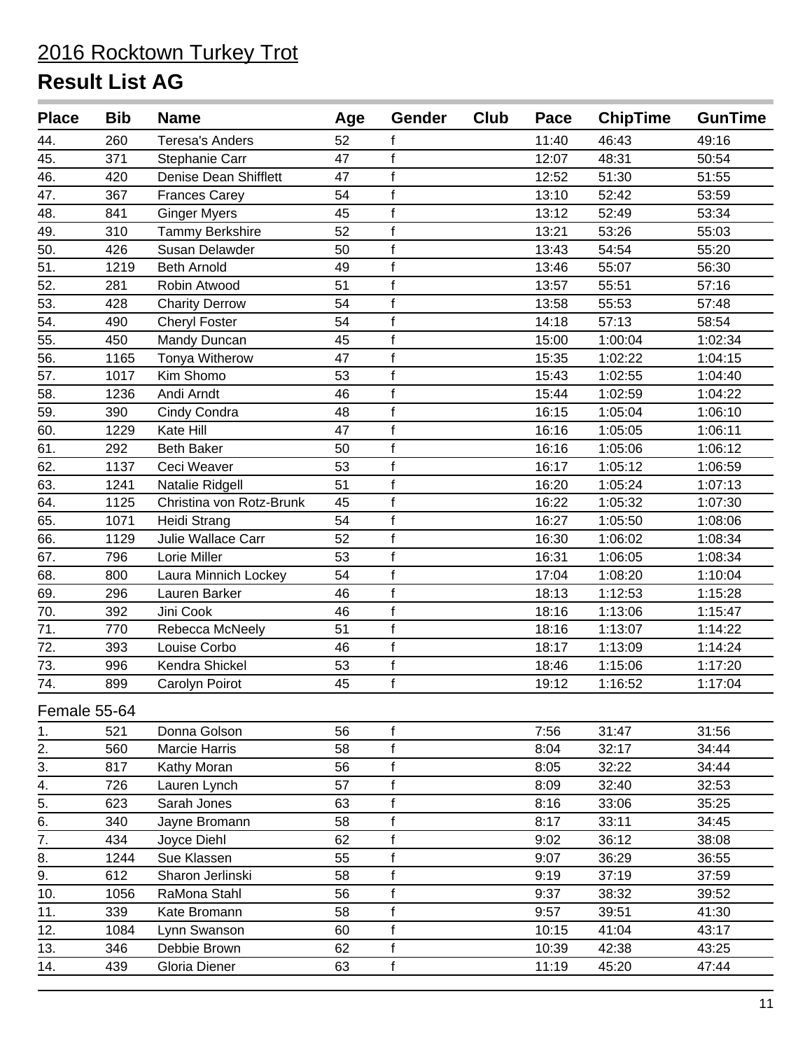# 2016 Rocktown Turkey Trot

## Result List AG

| Place | Bib | Name | Age | Gender | Club | Pace | ChipTime | GunTime |
|---|---|---|---|---|---|---|---|---|
| 44. | 260 | Teresa's Anders | 52 | f | | 11:40 | 46:43 | 49:16 |
| 45. | 371 | Stephanie Carr | 47 | f | | 12:07 | 48:31 | 50:54 |
| 46. | 420 | Denise Dean Shifflett | 47 | f | | 12:52 | 51:30 | 51:55 |
| 47. | 367 | Frances Carey | 54 | f | | 13:10 | 52:42 | 53:59 |
| 48. | 841 | Ginger Myers | 45 | f | | 13:12 | 52:49 | 53:34 |
| 49. | 310 | Tammy Berkshire | 52 | f | | 13:21 | 53:26 | 55:03 |
| 50. | 426 | Susan Delawder | 50 | f | | 13:43 | 54:54 | 55:20 |
| 51. | 1219 | Beth Arnold | 49 | f | | 13:46 | 55:07 | 56:30 |
| 52. | 281 | Robin Atwood | 51 | f | | 13:57 | 55:51 | 57:16 |
| 53. | 428 | Charity Derrow | 54 | f | | 13:58 | 55:53 | 57:48 |
| 54. | 490 | Cheryl Foster | 54 | f | | 14:18 | 57:13 | 58:54 |
| 55. | 450 | Mandy Duncan | 45 | f | | 15:00 | 1:00:04 | 1:02:34 |
| 56. | 1165 | Tonya Witherow | 47 | f | | 15:35 | 1:02:22 | 1:04:15 |
| 57. | 1017 | Kim Shomo | 53 | f | | 15:43 | 1:02:55 | 1:04:40 |
| 58. | 1236 | Andi Arndt | 46 | f | | 15:44 | 1:02:59 | 1:04:22 |
| 59. | 390 | Cindy Condra | 48 | f | | 16:15 | 1:05:04 | 1:06:10 |
| 60. | 1229 | Kate Hill | 47 | f | | 16:16 | 1:05:05 | 1:06:11 |
| 61. | 292 | Beth Baker | 50 | f | | 16:16 | 1:05:06 | 1:06:12 |
| 62. | 1137 | Ceci Weaver | 53 | f | | 16:17 | 1:05:12 | 1:06:59 |
| 63. | 1241 | Natalie Ridgell | 51 | f | | 16:20 | 1:05:24 | 1:07:13 |
| 64. | 1125 | Christina von Rotz-Brunk | 45 | f | | 16:22 | 1:05:32 | 1:07:30 |
| 65. | 1071 | Heidi Strang | 54 | f | | 16:27 | 1:05:50 | 1:08:06 |
| 66. | 1129 | Julie Wallace Carr | 52 | f | | 16:30 | 1:06:02 | 1:08:34 |
| 67. | 796 | Lorie Miller | 53 | f | | 16:31 | 1:06:05 | 1:08:34 |
| 68. | 800 | Laura Minnich Lockey | 54 | f | | 17:04 | 1:08:20 | 1:10:04 |
| 69. | 296 | Lauren Barker | 46 | f | | 18:13 | 1:12:53 | 1:15:28 |
| 70. | 392 | Jini Cook | 46 | f | | 18:16 | 1:13:06 | 1:15:47 |
| 71. | 770 | Rebecca McNeely | 51 | f | | 18:16 | 1:13:07 | 1:14:22 |
| 72. | 393 | Louise Corbo | 46 | f | | 18:17 | 1:13:09 | 1:14:24 |
| 73. | 996 | Kendra Shickel | 53 | f | | 18:46 | 1:15:06 | 1:17:20 |
| 74. | 899 | Carolyn Poirot | 45 | f | | 19:12 | 1:16:52 | 1:17:04 |

Female 55-64

| Place | Bib | Name | Age | Gender | Club | Pace | ChipTime | GunTime |
|---|---|---|---|---|---|---|---|---|
| 1. | 521 | Donna Golson | 56 | f | | 7:56 | 31:47 | 31:56 |
| 2. | 560 | Marcie Harris | 58 | f | | 8:04 | 32:17 | 34:44 |
| 3. | 817 | Kathy Moran | 56 | f | | 8:05 | 32:22 | 34:44 |
| 4. | 726 | Lauren Lynch | 57 | f | | 8:09 | 32:40 | 32:53 |
| 5. | 623 | Sarah Jones | 63 | f | | 8:16 | 33:06 | 35:25 |
| 6. | 340 | Jayne Bromann | 58 | f | | 8:17 | 33:11 | 34:45 |
| 7. | 434 | Joyce Diehl | 62 | f | | 9:02 | 36:12 | 38:08 |
| 8. | 1244 | Sue Klassen | 55 | f | | 9:07 | 36:29 | 36:55 |
| 9. | 612 | Sharon Jerlinski | 58 | f | | 9:19 | 37:19 | 37:59 |
| 10. | 1056 | RaMona Stahl | 56 | f | | 9:37 | 38:32 | 39:52 |
| 11. | 339 | Kate Bromann | 58 | f | | 9:57 | 39:51 | 41:30 |
| 12. | 1084 | Lynn Swanson | 60 | f | | 10:15 | 41:04 | 43:17 |
| 13. | 346 | Debbie Brown | 62 | f | | 10:39 | 42:38 | 43:25 |
| 14. | 439 | Gloria Diener | 63 | f | | 11:19 | 45:20 | 47:44 |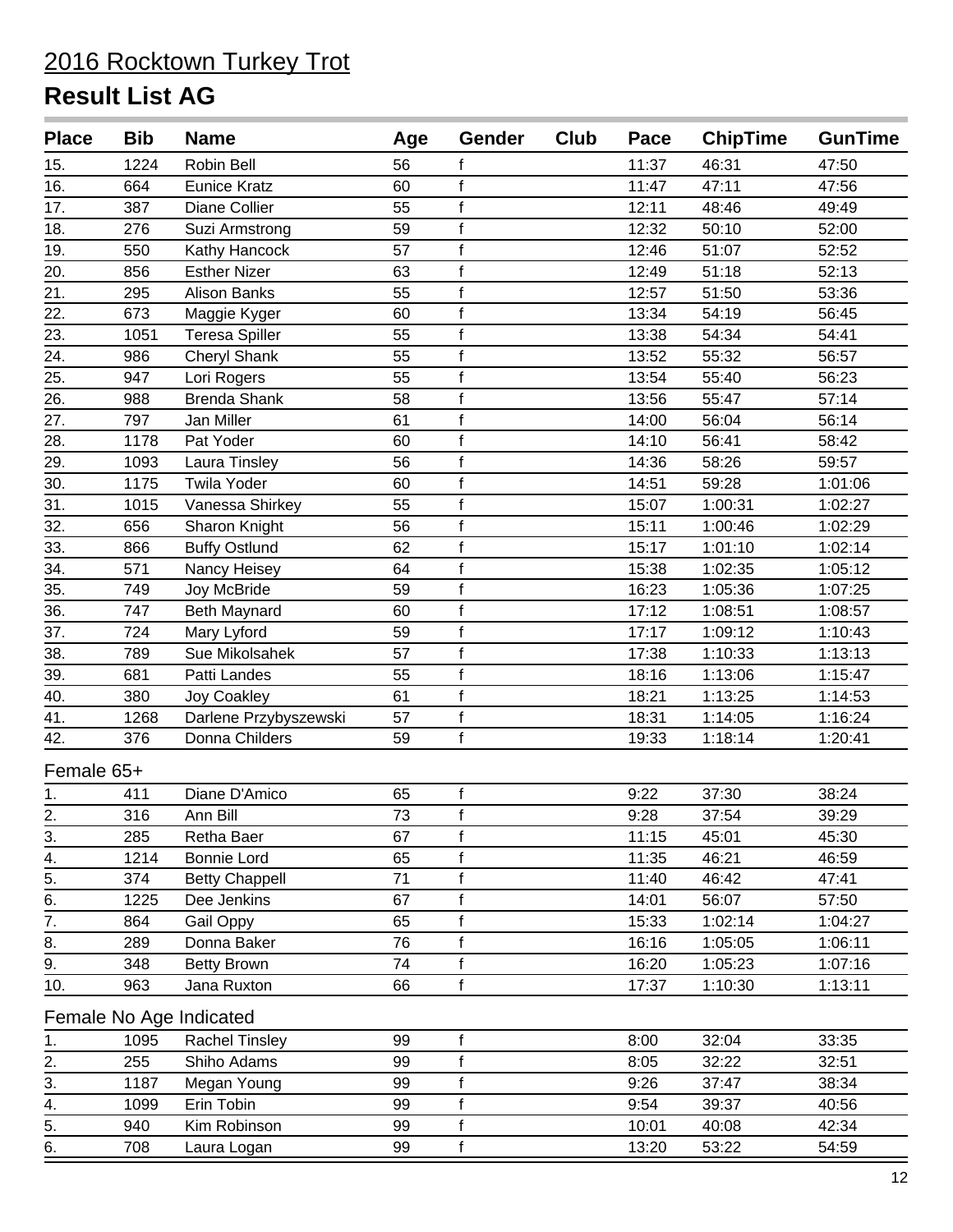# 2016 Rocktown Turkey Trot

## Result List AG

| Place | Bib | Name | Age | Gender | Club | Pace | ChipTime | GunTime |
|---|---|---|---|---|---|---|---|---|
| 15. | 1224 | Robin Bell | 56 | f | | 11:37 | 46:31 | 47:50 |
| 16. | 664 | Eunice Kratz | 60 | f | | 11:47 | 47:11 | 47:56 |
| 17. | 387 | Diane Collier | 55 | f | | 12:11 | 48:46 | 49:49 |
| 18. | 276 | Suzi Armstrong | 59 | f | | 12:32 | 50:10 | 52:00 |
| 19. | 550 | Kathy Hancock | 57 | f | | 12:46 | 51:07 | 52:52 |
| 20. | 856 | Esther Nizer | 63 | f | | 12:49 | 51:18 | 52:13 |
| 21. | 295 | Alison Banks | 55 | f | | 12:57 | 51:50 | 53:36 |
| 22. | 673 | Maggie Kyger | 60 | f | | 13:34 | 54:19 | 56:45 |
| 23. | 1051 | Teresa Spiller | 55 | f | | 13:38 | 54:34 | 54:41 |
| 24. | 986 | Cheryl Shank | 55 | f | | 13:52 | 55:32 | 56:57 |
| 25. | 947 | Lori Rogers | 55 | f | | 13:54 | 55:40 | 56:23 |
| 26. | 988 | Brenda Shank | 58 | f | | 13:56 | 55:47 | 57:14 |
| 27. | 797 | Jan Miller | 61 | f | | 14:00 | 56:04 | 56:14 |
| 28. | 1178 | Pat Yoder | 60 | f | | 14:10 | 56:41 | 58:42 |
| 29. | 1093 | Laura Tinsley | 56 | f | | 14:36 | 58:26 | 59:57 |
| 30. | 1175 | Twila Yoder | 60 | f | | 14:51 | 59:28 | 1:01:06 |
| 31. | 1015 | Vanessa Shirkey | 55 | f | | 15:07 | 1:00:31 | 1:02:27 |
| 32. | 656 | Sharon Knight | 56 | f | | 15:11 | 1:00:46 | 1:02:29 |
| 33. | 866 | Buffy Ostlund | 62 | f | | 15:17 | 1:01:10 | 1:02:14 |
| 34. | 571 | Nancy Heisey | 64 | f | | 15:38 | 1:02:35 | 1:05:12 |
| 35. | 749 | Joy McBride | 59 | f | | 16:23 | 1:05:36 | 1:07:25 |
| 36. | 747 | Beth Maynard | 60 | f | | 17:12 | 1:08:51 | 1:08:57 |
| 37. | 724 | Mary Lyford | 59 | f | | 17:17 | 1:09:12 | 1:10:43 |
| 38. | 789 | Sue Mikolsahek | 57 | f | | 17:38 | 1:10:33 | 1:13:13 |
| 39. | 681 | Patti Landes | 55 | f | | 18:16 | 1:13:06 | 1:15:47 |
| 40. | 380 | Joy Coakley | 61 | f | | 18:21 | 1:13:25 | 1:14:53 |
| 41. | 1268 | Darlene Przybyszewski | 57 | f | | 18:31 | 1:14:05 | 1:16:24 |
| 42. | 376 | Donna Childers | 59 | f | | 19:33 | 1:18:14 | 1:20:41 |

Female 65+

| Place | Bib | Name | Age | Gender | Club | Pace | ChipTime | GunTime |
|---|---|---|---|---|---|---|---|---|
| 1. | 411 | Diane D'Amico | 65 | f | | 9:22 | 37:30 | 38:24 |
| 2. | 316 | Ann Bill | 73 | f | | 9:28 | 37:54 | 39:29 |
| 3. | 285 | Retha Baer | 67 | f | | 11:15 | 45:01 | 45:30 |
| 4. | 1214 | Bonnie Lord | 65 | f | | 11:35 | 46:21 | 46:59 |
| 5. | 374 | Betty Chappell | 71 | f | | 11:40 | 46:42 | 47:41 |
| 6. | 1225 | Dee Jenkins | 67 | f | | 14:01 | 56:07 | 57:50 |
| 7. | 864 | Gail Oppy | 65 | f | | 15:33 | 1:02:14 | 1:04:27 |
| 8. | 289 | Donna Baker | 76 | f | | 16:16 | 1:05:05 | 1:06:11 |
| 9. | 348 | Betty Brown | 74 | f | | 16:20 | 1:05:23 | 1:07:16 |
| 10. | 963 | Jana Ruxton | 66 | f | | 17:37 | 1:10:30 | 1:13:11 |

Female No Age Indicated

| Place | Bib | Name | Age | Gender | Club | Pace | ChipTime | GunTime |
|---|---|---|---|---|---|---|---|---|
| 1. | 1095 | Rachel Tinsley | 99 | f | | 8:00 | 32:04 | 33:35 |
| 2. | 255 | Shiho Adams | 99 | f | | 8:05 | 32:22 | 32:51 |
| 3. | 1187 | Megan Young | 99 | f | | 9:26 | 37:47 | 38:34 |
| 4. | 1099 | Erin Tobin | 99 | f | | 9:54 | 39:37 | 40:56 |
| 5. | 940 | Kim Robinson | 99 | f | | 10:01 | 40:08 | 42:34 |
| 6. | 708 | Laura Logan | 99 | f | | 13:20 | 53:22 | 54:59 |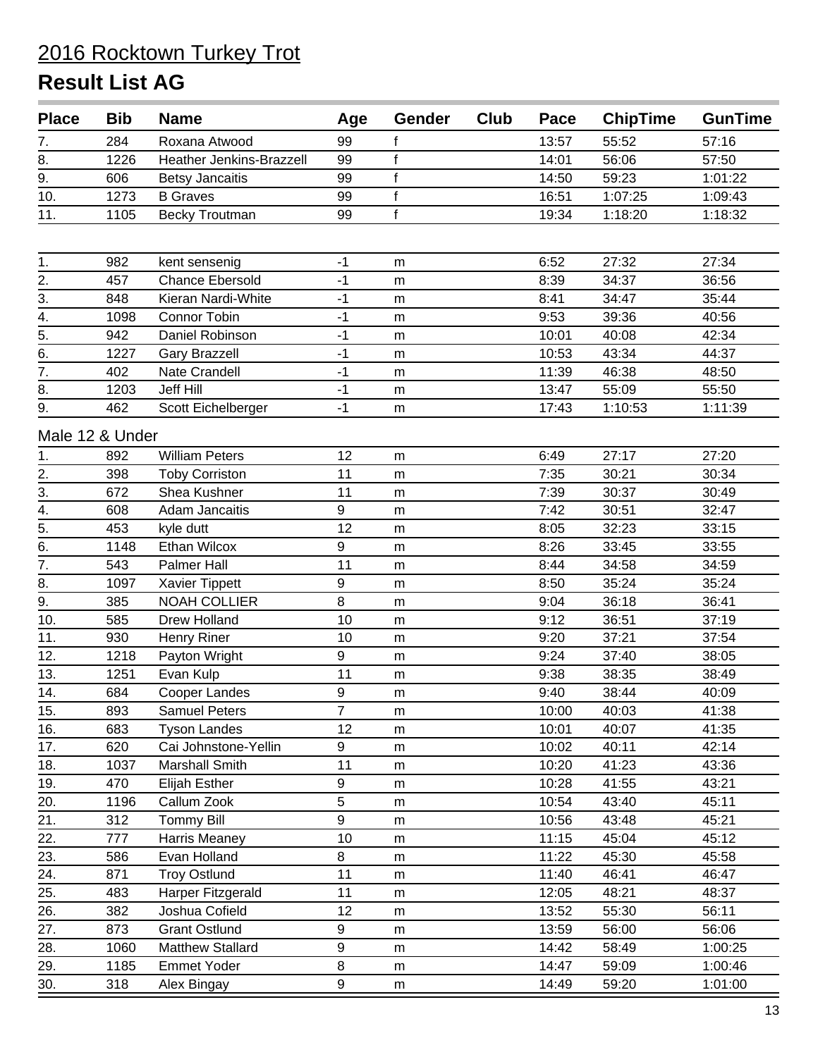## 2016 Rocktown Turkey Trot

# Result List AG

| Place | Bib | Name | Age | Gender | Club | Pace | ChipTime | GunTime |
|---|---|---|---|---|---|---|---|---|
| 7. | 284 | Roxana Atwood | 99 | f | | 13:57 | 55:52 | 57:16 |
| 8. | 1226 | Heather Jenkins-Brazzell | 99 | f | | 14:01 | 56:06 | 57:50 |
| 9. | 606 | Betsy Jancaitis | 99 | f | | 14:50 | 59:23 | 1:01:22 |
| 10. | 1273 | B Graves | 99 | f | | 16:51 | 1:07:25 | 1:09:43 |
| 11. | 1105 | Becky Troutman | 99 | f | | 19:34 | 1:18:20 | 1:18:32 |

| Place | Bib | Name | Age | Gender | Club | Pace | ChipTime | GunTime |
|---|---|---|---|---|---|---|---|---|
| 1. | 982 | kent sensenig | -1 | m | | 6:52 | 27:32 | 27:34 |
| 2. | 457 | Chance Ebersold | -1 | m | | 8:39 | 34:37 | 36:56 |
| 3. | 848 | Kieran Nardi-White | -1 | m | | 8:41 | 34:47 | 35:44 |
| 4. | 1098 | Connor Tobin | -1 | m | | 9:53 | 39:36 | 40:56 |
| 5. | 942 | Daniel Robinson | -1 | m | | 10:01 | 40:08 | 42:34 |
| 6. | 1227 | Gary Brazzell | -1 | m | | 10:53 | 43:34 | 44:37 |
| 7. | 402 | Nate Crandell | -1 | m | | 11:39 | 46:38 | 48:50 |
| 8. | 1203 | Jeff Hill | -1 | m | | 13:47 | 55:09 | 55:50 |
| 9. | 462 | Scott Eichelberger | -1 | m | | 17:43 | 1:10:53 | 1:11:39 |

Male 12 & Under

| Place | Bib | Name | Age | Gender | Club | Pace | ChipTime | GunTime |
|---|---|---|---|---|---|---|---|---|
| 1. | 892 | William Peters | 12 | m | | 6:49 | 27:17 | 27:20 |
| 2. | 398 | Toby Corriston | 11 | m | | 7:35 | 30:21 | 30:34 |
| 3. | 672 | Shea Kushner | 11 | m | | 7:39 | 30:37 | 30:49 |
| 4. | 608 | Adam Jancaitis | 9 | m | | 7:42 | 30:51 | 32:47 |
| 5. | 453 | kyle dutt | 12 | m | | 8:05 | 32:23 | 33:15 |
| 6. | 1148 | Ethan Wilcox | 9 | m | | 8:26 | 33:45 | 33:55 |
| 7. | 543 | Palmer Hall | 11 | m | | 8:44 | 34:58 | 34:59 |
| 8. | 1097 | Xavier Tippett | 9 | m | | 8:50 | 35:24 | 35:24 |
| 9. | 385 | NOAH COLLIER | 8 | m | | 9:04 | 36:18 | 36:41 |
| 10. | 585 | Drew Holland | 10 | m | | 9:12 | 36:51 | 37:19 |
| 11. | 930 | Henry Riner | 10 | m | | 9:20 | 37:21 | 37:54 |
| 12. | 1218 | Payton Wright | 9 | m | | 9:24 | 37:40 | 38:05 |
| 13. | 1251 | Evan Kulp | 11 | m | | 9:38 | 38:35 | 38:49 |
| 14. | 684 | Cooper Landes | 9 | m | | 9:40 | 38:44 | 40:09 |
| 15. | 893 | Samuel Peters | 7 | m | | 10:00 | 40:03 | 41:38 |
| 16. | 683 | Tyson Landes | 12 | m | | 10:01 | 40:07 | 41:35 |
| 17. | 620 | Cai Johnstone-Yellin | 9 | m | | 10:02 | 40:11 | 42:14 |
| 18. | 1037 | Marshall Smith | 11 | m | | 10:20 | 41:23 | 43:36 |
| 19. | 470 | Elijah Esther | 9 | m | | 10:28 | 41:55 | 43:21 |
| 20. | 1196 | Callum Zook | 5 | m | | 10:54 | 43:40 | 45:11 |
| 21. | 312 | Tommy Bill | 9 | m | | 10:56 | 43:48 | 45:21 |
| 22. | 777 | Harris Meaney | 10 | m | | 11:15 | 45:04 | 45:12 |
| 23. | 586 | Evan Holland | 8 | m | | 11:22 | 45:30 | 45:58 |
| 24. | 871 | Troy Ostlund | 11 | m | | 11:40 | 46:41 | 46:47 |
| 25. | 483 | Harper Fitzgerald | 11 | m | | 12:05 | 48:21 | 48:37 |
| 26. | 382 | Joshua Cofield | 12 | m | | 13:52 | 55:30 | 56:11 |
| 27. | 873 | Grant Ostlund | 9 | m | | 13:59 | 56:00 | 56:06 |
| 28. | 1060 | Matthew Stallard | 9 | m | | 14:42 | 58:49 | 1:00:25 |
| 29. | 1185 | Emmet Yoder | 8 | m | | 14:47 | 59:09 | 1:00:46 |
| 30. | 318 | Alex Bingay | 9 | m | | 14:49 | 59:20 | 1:01:00 |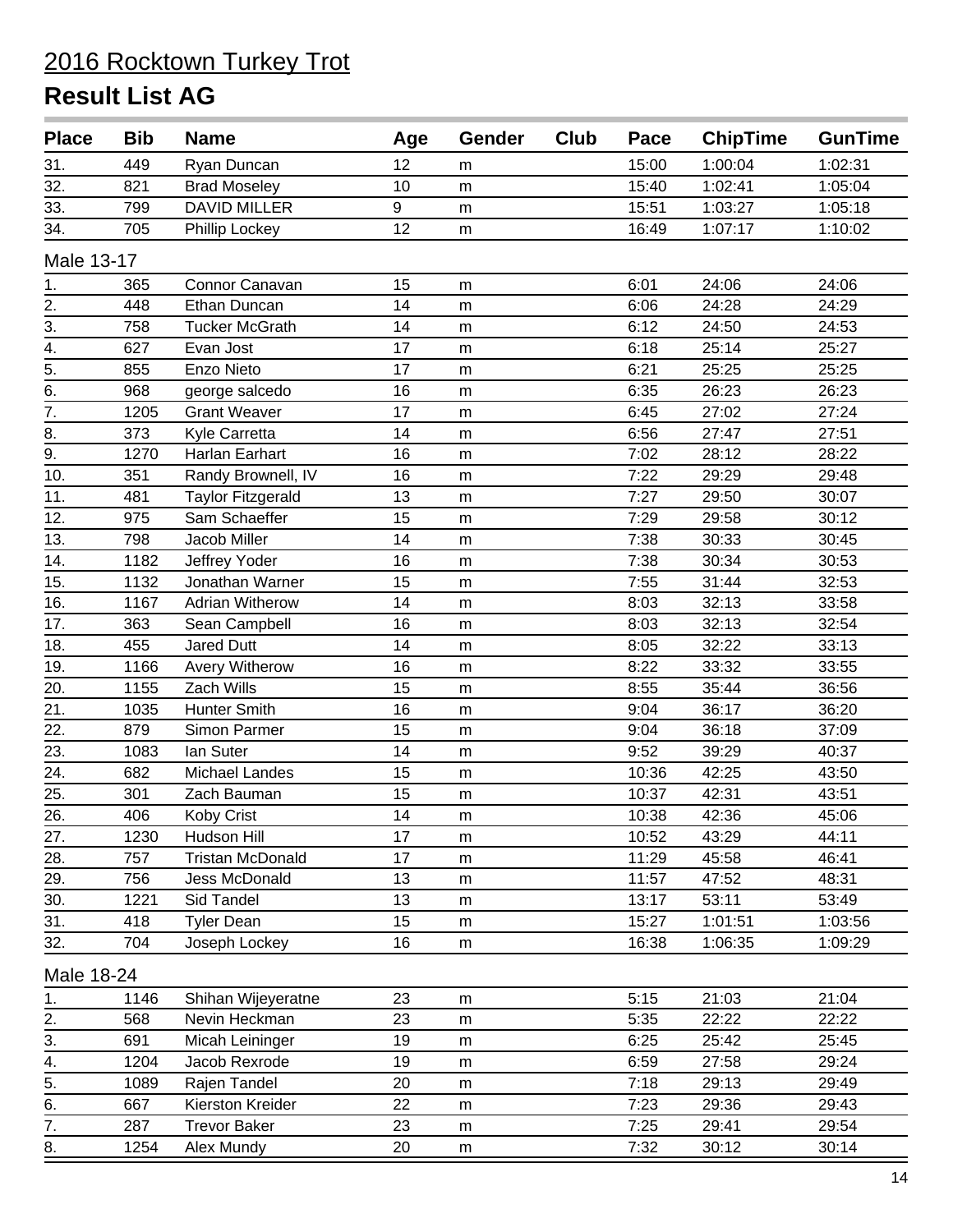# 2016 Rocktown Turkey Trot

## Result List AG

| Place | Bib | Name | Age | Gender | Club | Pace | ChipTime | GunTime |
|---|---|---|---|---|---|---|---|---|
| 31. | 449 | Ryan Duncan | 12 | m | | 15:00 | 1:00:04 | 1:02:31 |
| 32. | 821 | Brad Moseley | 10 | m | | 15:40 | 1:02:41 | 1:05:04 |
| 33. | 799 | DAVID MILLER | 9 | m | | 15:51 | 1:03:27 | 1:05:18 |
| 34. | 705 | Phillip Lockey | 12 | m | | 16:49 | 1:07:17 | 1:10:02 |
| **Male 13-17** | | | | | | | | |
| 1. | 365 | Connor Canavan | 15 | m | | 6:01 | 24:06 | 24:06 |
| 2. | 448 | Ethan Duncan | 14 | m | | 6:06 | 24:28 | 24:29 |
| 3. | 758 | Tucker McGrath | 14 | m | | 6:12 | 24:50 | 24:53 |
| 4. | 627 | Evan Jost | 17 | m | | 6:18 | 25:14 | 25:27 |
| 5. | 855 | Enzo Nieto | 17 | m | | 6:21 | 25:25 | 25:25 |
| 6. | 968 | george salcedo | 16 | m | | 6:35 | 26:23 | 26:23 |
| 7. | 1205 | Grant Weaver | 17 | m | | 6:45 | 27:02 | 27:24 |
| 8. | 373 | Kyle Carretta | 14 | m | | 6:56 | 27:47 | 27:51 |
| 9. | 1270 | Harlan Earhart | 16 | m | | 7:02 | 28:12 | 28:22 |
| 10. | 351 | Randy Brownell, IV | 16 | m | | 7:22 | 29:29 | 29:48 |
| 11. | 481 | Taylor Fitzgerald | 13 | m | | 7:27 | 29:50 | 30:07 |
| 12. | 975 | Sam Schaeffer | 15 | m | | 7:29 | 29:58 | 30:12 |
| 13. | 798 | Jacob Miller | 14 | m | | 7:38 | 30:33 | 30:45 |
| 14. | 1182 | Jeffrey Yoder | 16 | m | | 7:38 | 30:34 | 30:53 |
| 15. | 1132 | Jonathan Warner | 15 | m | | 7:55 | 31:44 | 32:53 |
| 16. | 1167 | Adrian Witherow | 14 | m | | 8:03 | 32:13 | 33:58 |
| 17. | 363 | Sean Campbell | 16 | m | | 8:03 | 32:13 | 32:54 |
| 18. | 455 | Jared Dutt | 14 | m | | 8:05 | 32:22 | 33:13 |
| 19. | 1166 | Avery Witherow | 16 | m | | 8:22 | 33:32 | 33:55 |
| 20. | 1155 | Zach Wills | 15 | m | | 8:55 | 35:44 | 36:56 |
| 21. | 1035 | Hunter Smith | 16 | m | | 9:04 | 36:17 | 36:20 |
| 22. | 879 | Simon Parmer | 15 | m | | 9:04 | 36:18 | 37:09 |
| 23. | 1083 | Ian Suter | 14 | m | | 9:52 | 39:29 | 40:37 |
| 24. | 682 | Michael Landes | 15 | m | | 10:36 | 42:25 | 43:50 |
| 25. | 301 | Zach Bauman | 15 | m | | 10:37 | 42:31 | 43:51 |
| 26. | 406 | Koby Crist | 14 | m | | 10:38 | 42:36 | 45:06 |
| 27. | 1230 | Hudson Hill | 17 | m | | 10:52 | 43:29 | 44:11 |
| 28. | 757 | Tristan McDonald | 17 | m | | 11:29 | 45:58 | 46:41 |
| 29. | 756 | Jess McDonald | 13 | m | | 11:57 | 47:52 | 48:31 |
| 30. | 1221 | Sid Tandel | 13 | m | | 13:17 | 53:11 | 53:49 |
| 31. | 418 | Tyler Dean | 15 | m | | 15:27 | 1:01:51 | 1:03:56 |
| 32. | 704 | Joseph Lockey | 16 | m | | 16:38 | 1:06:35 | 1:09:29 |
| **Male 18-24** | | | | | | | | |
| 1. | 1146 | Shihan Wijeyeratne | 23 | m | | 5:15 | 21:03 | 21:04 |
| 2. | 568 | Nevin Heckman | 23 | m | | 5:35 | 22:22 | 22:22 |
| 3. | 691 | Micah Leininger | 19 | m | | 6:25 | 25:42 | 25:45 |
| 4. | 1204 | Jacob Rexrode | 19 | m | | 6:59 | 27:58 | 29:24 |
| 5. | 1089 | Rajen Tandel | 20 | m | | 7:18 | 29:13 | 29:49 |
| 6. | 667 | Kierston Kreider | 22 | m | | 7:23 | 29:36 | 29:43 |
| 7. | 287 | Trevor Baker | 23 | m | | 7:25 | 29:41 | 29:54 |
| 8. | 1254 | Alex Mundy | 20 | m | | 7:32 | 30:12 | 30:14 |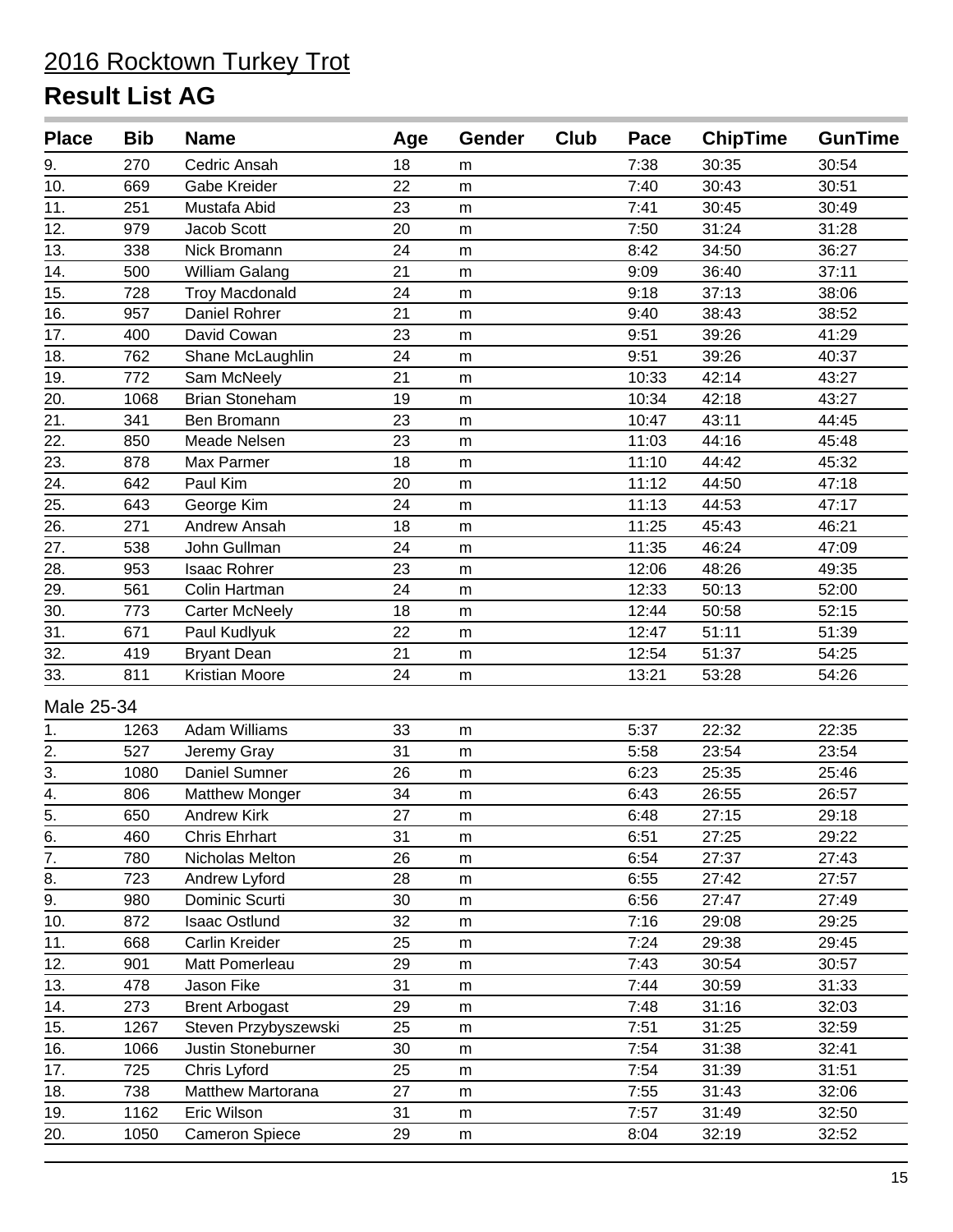# 2016 Rocktown Turkey Trot

## Result List AG

| Place | Bib | Name | Age | Gender | Club | Pace | ChipTime | GunTime |
|---|---|---|---|---|---|---|---|---|
| 9. | 270 | Cedric Ansah | 18 | m | | 7:38 | 30:35 | 30:54 |
| 10. | 669 | Gabe Kreider | 22 | m | | 7:40 | 30:43 | 30:51 |
| 11. | 251 | Mustafa Abid | 23 | m | | 7:41 | 30:45 | 30:49 |
| 12. | 979 | Jacob Scott | 20 | m | | 7:50 | 31:24 | 31:28 |
| 13. | 338 | Nick Bromann | 24 | m | | 8:42 | 34:50 | 36:27 |
| 14. | 500 | William Galang | 21 | m | | 9:09 | 36:40 | 37:11 |
| 15. | 728 | Troy Macdonald | 24 | m | | 9:18 | 37:13 | 38:06 |
| 16. | 957 | Daniel Rohrer | 21 | m | | 9:40 | 38:43 | 38:52 |
| 17. | 400 | David Cowan | 23 | m | | 9:51 | 39:26 | 41:29 |
| 18. | 762 | Shane McLaughlin | 24 | m | | 9:51 | 39:26 | 40:37 |
| 19. | 772 | Sam McNeely | 21 | m | | 10:33 | 42:14 | 43:27 |
| 20. | 1068 | Brian Stoneham | 19 | m | | 10:34 | 42:18 | 43:27 |
| 21. | 341 | Ben Bromann | 23 | m | | 10:47 | 43:11 | 44:45 |
| 22. | 850 | Meade Nelsen | 23 | m | | 11:03 | 44:16 | 45:48 |
| 23. | 878 | Max Parmer | 18 | m | | 11:10 | 44:42 | 45:32 |
| 24. | 642 | Paul Kim | 20 | m | | 11:12 | 44:50 | 47:18 |
| 25. | 643 | George Kim | 24 | m | | 11:13 | 44:53 | 47:17 |
| 26. | 271 | Andrew Ansah | 18 | m | | 11:25 | 45:43 | 46:21 |
| 27. | 538 | John Gullman | 24 | m | | 11:35 | 46:24 | 47:09 |
| 28. | 953 | Isaac Rohrer | 23 | m | | 12:06 | 48:26 | 49:35 |
| 29. | 561 | Colin Hartman | 24 | m | | 12:33 | 50:13 | 52:00 |
| 30. | 773 | Carter McNeely | 18 | m | | 12:44 | 50:58 | 52:15 |
| 31. | 671 | Paul Kudlyuk | 22 | m | | 12:47 | 51:11 | 51:39 |
| 32. | 419 | Bryant Dean | 21 | m | | 12:54 | 51:37 | 54:25 |
| 33. | 811 | Kristian Moore | 24 | m | | 13:21 | 53:28 | 54:26 |

Male 25-34

| Place | Bib | Name | Age | Gender | Club | Pace | ChipTime | GunTime |
|---|---|---|---|---|---|---|---|---|
| 1. | 1263 | Adam Williams | 33 | m | | 5:37 | 22:32 | 22:35 |
| 2. | 527 | Jeremy Gray | 31 | m | | 5:58 | 23:54 | 23:54 |
| 3. | 1080 | Daniel Sumner | 26 | m | | 6:23 | 25:35 | 25:46 |
| 4. | 806 | Matthew Monger | 34 | m | | 6:43 | 26:55 | 26:57 |
| 5. | 650 | Andrew Kirk | 27 | m | | 6:48 | 27:15 | 29:18 |
| 6. | 460 | Chris Ehrhart | 31 | m | | 6:51 | 27:25 | 29:22 |
| 7. | 780 | Nicholas Melton | 26 | m | | 6:54 | 27:37 | 27:43 |
| 8. | 723 | Andrew Lyford | 28 | m | | 6:55 | 27:42 | 27:57 |
| 9. | 980 | Dominic Scurti | 30 | m | | 6:56 | 27:47 | 27:49 |
| 10. | 872 | Isaac Ostlund | 32 | m | | 7:16 | 29:08 | 29:25 |
| 11. | 668 | Carlin Kreider | 25 | m | | 7:24 | 29:38 | 29:45 |
| 12. | 901 | Matt Pomerleau | 29 | m | | 7:43 | 30:54 | 30:57 |
| 13. | 478 | Jason Fike | 31 | m | | 7:44 | 30:59 | 31:33 |
| 14. | 273 | Brent Arbogast | 29 | m | | 7:48 | 31:16 | 32:03 |
| 15. | 1267 | Steven Przybyszewski | 25 | m | | 7:51 | 31:25 | 32:59 |
| 16. | 1066 | Justin Stoneburner | 30 | m | | 7:54 | 31:38 | 32:41 |
| 17. | 725 | Chris Lyford | 25 | m | | 7:54 | 31:39 | 31:51 |
| 18. | 738 | Matthew Martorana | 27 | m | | 7:55 | 31:43 | 32:06 |
| 19. | 1162 | Eric Wilson | 31 | m | | 7:57 | 31:49 | 32:50 |
| 20. | 1050 | Cameron Spiece | 29 | m | | 8:04 | 32:19 | 32:52 |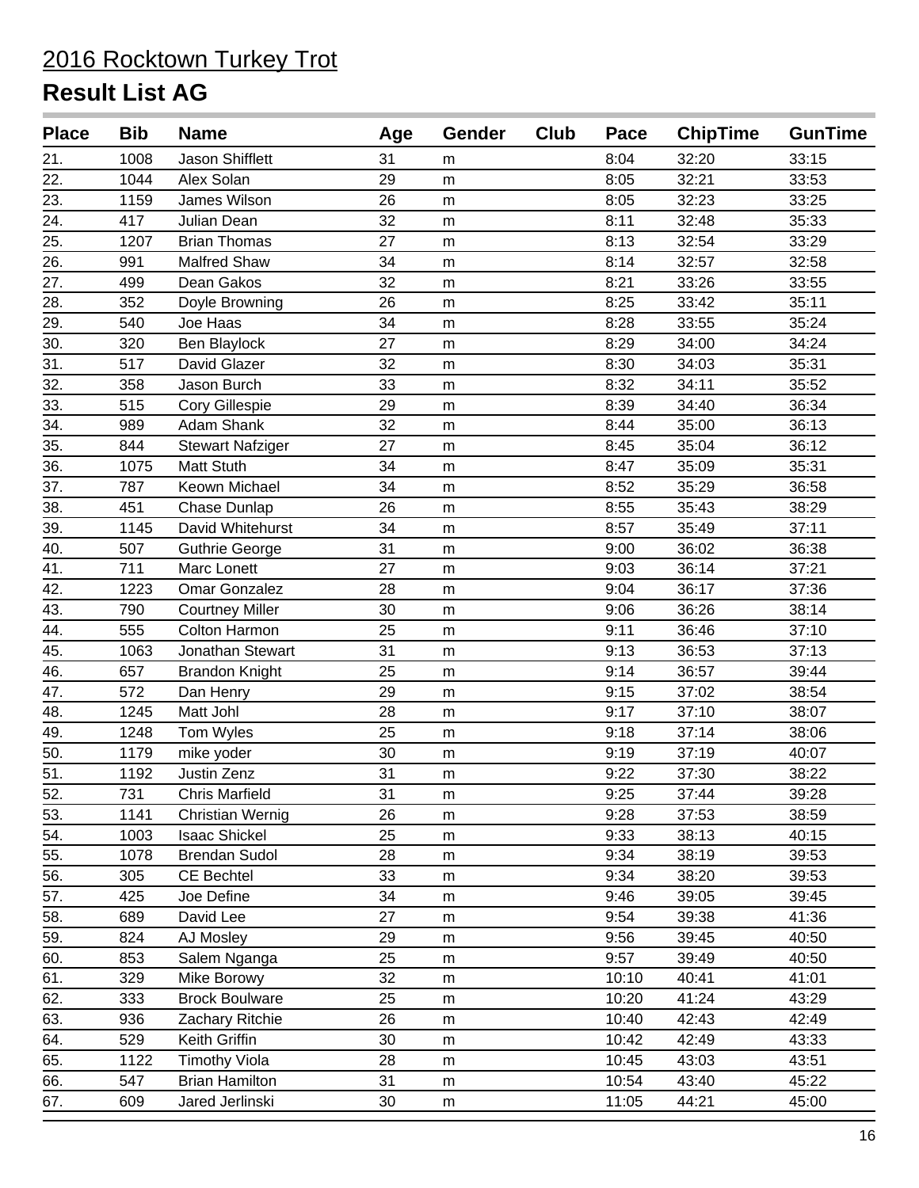# 2016 Rocktown Turkey Trot

## Result List AG

| Place | Bib | Name | Age | Gender | Club | Pace | ChipTime | GunTime |
|---|---|---|---|---|---|---|---|---|
| 21. | 1008 | Jason Shifflett | 31 | m | | 8:04 | 32:20 | 33:15 |
| 22. | 1044 | Alex Solan | 29 | m | | 8:05 | 32:21 | 33:53 |
| 23. | 1159 | James Wilson | 26 | m | | 8:05 | 32:23 | 33:25 |
| 24. | 417 | Julian Dean | 32 | m | | 8:11 | 32:48 | 35:33 |
| 25. | 1207 | Brian Thomas | 27 | m | | 8:13 | 32:54 | 33:29 |
| 26. | 991 | Malfred Shaw | 34 | m | | 8:14 | 32:57 | 32:58 |
| 27. | 499 | Dean Gakos | 32 | m | | 8:21 | 33:26 | 33:55 |
| 28. | 352 | Doyle Browning | 26 | m | | 8:25 | 33:42 | 35:11 |
| 29. | 540 | Joe Haas | 34 | m | | 8:28 | 33:55 | 35:24 |
| 30. | 320 | Ben Blaylock | 27 | m | | 8:29 | 34:00 | 34:24 |
| 31. | 517 | David Glazer | 32 | m | | 8:30 | 34:03 | 35:31 |
| 32. | 358 | Jason Burch | 33 | m | | 8:32 | 34:11 | 35:52 |
| 33. | 515 | Cory Gillespie | 29 | m | | 8:39 | 34:40 | 36:34 |
| 34. | 989 | Adam Shank | 32 | m | | 8:44 | 35:00 | 36:13 |
| 35. | 844 | Stewart Nafziger | 27 | m | | 8:45 | 35:04 | 36:12 |
| 36. | 1075 | Matt Stuth | 34 | m | | 8:47 | 35:09 | 35:31 |
| 37. | 787 | Keown Michael | 34 | m | | 8:52 | 35:29 | 36:58 |
| 38. | 451 | Chase Dunlap | 26 | m | | 8:55 | 35:43 | 38:29 |
| 39. | 1145 | David Whitehurst | 34 | m | | 8:57 | 35:49 | 37:11 |
| 40. | 507 | Guthrie George | 31 | m | | 9:00 | 36:02 | 36:38 |
| 41. | 711 | Marc Lonett | 27 | m | | 9:03 | 36:14 | 37:21 |
| 42. | 1223 | Omar Gonzalez | 28 | m | | 9:04 | 36:17 | 37:36 |
| 43. | 790 | Courtney Miller | 30 | m | | 9:06 | 36:26 | 38:14 |
| 44. | 555 | Colton Harmon | 25 | m | | 9:11 | 36:46 | 37:10 |
| 45. | 1063 | Jonathan Stewart | 31 | m | | 9:13 | 36:53 | 37:13 |
| 46. | 657 | Brandon Knight | 25 | m | | 9:14 | 36:57 | 39:44 |
| 47. | 572 | Dan Henry | 29 | m | | 9:15 | 37:02 | 38:54 |
| 48. | 1245 | Matt Johl | 28 | m | | 9:17 | 37:10 | 38:07 |
| 49. | 1248 | Tom Wyles | 25 | m | | 9:18 | 37:14 | 38:06 |
| 50. | 1179 | mike yoder | 30 | m | | 9:19 | 37:19 | 40:07 |
| 51. | 1192 | Justin Zenz | 31 | m | | 9:22 | 37:30 | 38:22 |
| 52. | 731 | Chris Marfield | 31 | m | | 9:25 | 37:44 | 39:28 |
| 53. | 1141 | Christian Wernig | 26 | m | | 9:28 | 37:53 | 38:59 |
| 54. | 1003 | Isaac Shickel | 25 | m | | 9:33 | 38:13 | 40:15 |
| 55. | 1078 | Brendan Sudol | 28 | m | | 9:34 | 38:19 | 39:53 |
| 56. | 305 | CE Bechtel | 33 | m | | 9:34 | 38:20 | 39:53 |
| 57. | 425 | Joe Define | 34 | m | | 9:46 | 39:05 | 39:45 |
| 58. | 689 | David Lee | 27 | m | | 9:54 | 39:38 | 41:36 |
| 59. | 824 | AJ Mosley | 29 | m | | 9:56 | 39:45 | 40:50 |
| 60. | 853 | Salem Nganga | 25 | m | | 9:57 | 39:49 | 40:50 |
| 61. | 329 | Mike Borowy | 32 | m | | 10:10 | 40:41 | 41:01 |
| 62. | 333 | Brock Boulware | 25 | m | | 10:20 | 41:24 | 43:29 |
| 63. | 936 | Zachary Ritchie | 26 | m | | 10:40 | 42:43 | 42:49 |
| 64. | 529 | Keith Griffin | 30 | m | | 10:42 | 42:49 | 43:33 |
| 65. | 1122 | Timothy Viola | 28 | m | | 10:45 | 43:03 | 43:51 |
| 66. | 547 | Brian Hamilton | 31 | m | | 10:54 | 43:40 | 45:22 |
| 67. | 609 | Jared Jerlinski | 30 | m | | 11:05 | 44:21 | 45:00 |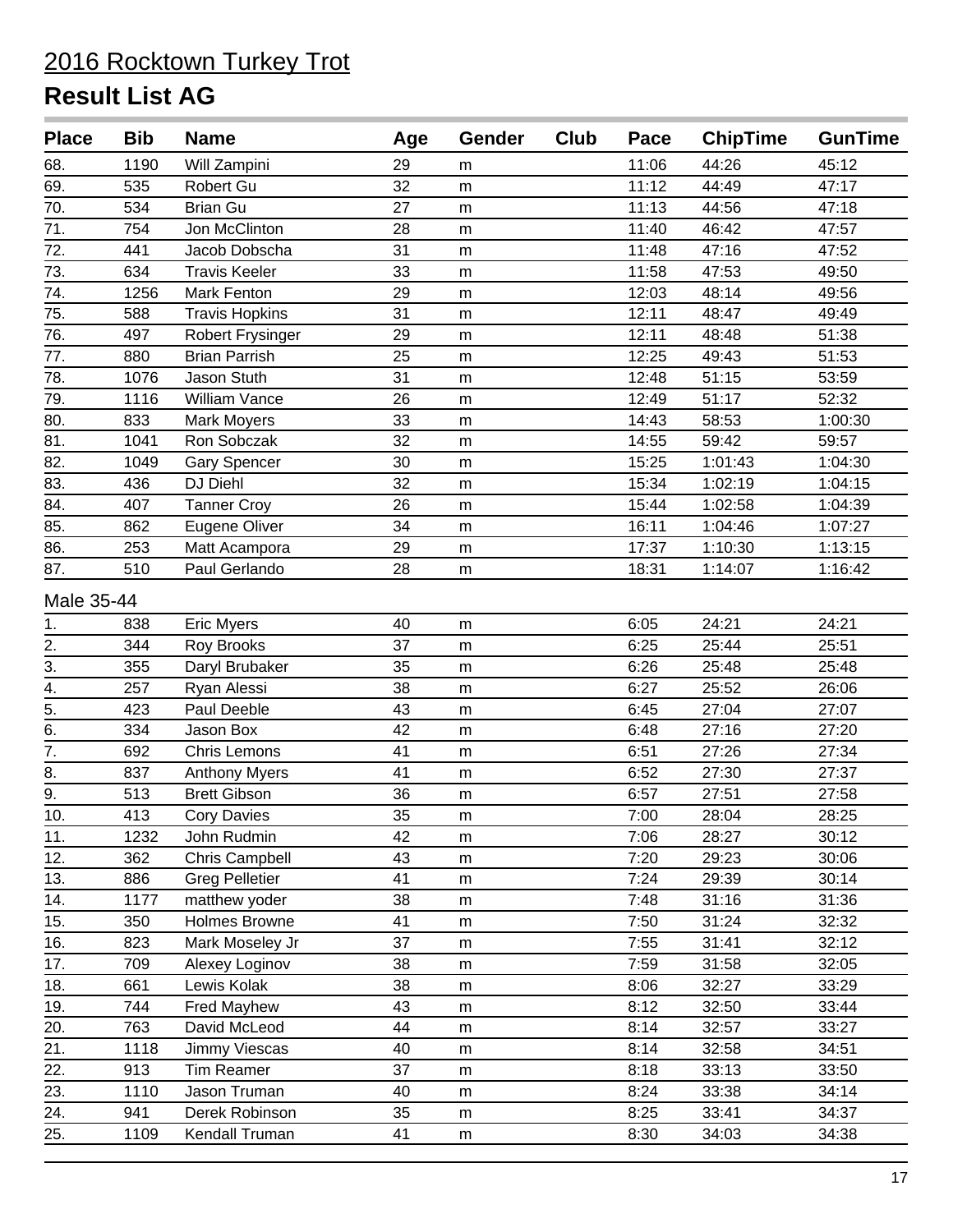# 2016 Rocktown Turkey Trot

## Result List AG

| Place | Bib | Name | Age | Gender | Club | Pace | ChipTime | GunTime |
|---|---|---|---|---|---|---|---|---|
| 68. | 1190 | Will Zampini | 29 | m | | 11:06 | 44:26 | 45:12 |
| 69. | 535 | Robert Gu | 32 | m | | 11:12 | 44:49 | 47:17 |
| 70. | 534 | Brian Gu | 27 | m | | 11:13 | 44:56 | 47:18 |
| 71. | 754 | Jon McClinton | 28 | m | | 11:40 | 46:42 | 47:57 |
| 72. | 441 | Jacob Dobscha | 31 | m | | 11:48 | 47:16 | 47:52 |
| 73. | 634 | Travis Keeler | 33 | m | | 11:58 | 47:53 | 49:50 |
| 74. | 1256 | Mark Fenton | 29 | m | | 12:03 | 48:14 | 49:56 |
| 75. | 588 | Travis Hopkins | 31 | m | | 12:11 | 48:47 | 49:49 |
| 76. | 497 | Robert Frysinger | 29 | m | | 12:11 | 48:48 | 51:38 |
| 77. | 880 | Brian Parrish | 25 | m | | 12:25 | 49:43 | 51:53 |
| 78. | 1076 | Jason Stuth | 31 | m | | 12:48 | 51:15 | 53:59 |
| 79. | 1116 | William Vance | 26 | m | | 12:49 | 51:17 | 52:32 |
| 80. | 833 | Mark Moyers | 33 | m | | 14:43 | 58:53 | 1:00:30 |
| 81. | 1041 | Ron Sobczak | 32 | m | | 14:55 | 59:42 | 59:57 |
| 82. | 1049 | Gary Spencer | 30 | m | | 15:25 | 1:01:43 | 1:04:30 |
| 83. | 436 | DJ Diehl | 32 | m | | 15:34 | 1:02:19 | 1:04:15 |
| 84. | 407 | Tanner Croy | 26 | m | | 15:44 | 1:02:58 | 1:04:39 |
| 85. | 862 | Eugene Oliver | 34 | m | | 16:11 | 1:04:46 | 1:07:27 |
| 86. | 253 | Matt Acampora | 29 | m | | 17:37 | 1:10:30 | 1:13:15 |
| 87. | 510 | Paul Gerlando | 28 | m | | 18:31 | 1:14:07 | 1:16:42 |

Male 35-44

| Place | Bib | Name | Age | Gender | Club | Pace | ChipTime | GunTime |
|---|---|---|---|---|---|---|---|---|
| 1. | 838 | Eric Myers | 40 | m | | 6:05 | 24:21 | 24:21 |
| 2. | 344 | Roy Brooks | 37 | m | | 6:25 | 25:44 | 25:51 |
| 3. | 355 | Daryl Brubaker | 35 | m | | 6:26 | 25:48 | 25:48 |
| 4. | 257 | Ryan Alessi | 38 | m | | 6:27 | 25:52 | 26:06 |
| 5. | 423 | Paul Deeble | 43 | m | | 6:45 | 27:04 | 27:07 |
| 6. | 334 | Jason Box | 42 | m | | 6:48 | 27:16 | 27:20 |
| 7. | 692 | Chris Lemons | 41 | m | | 6:51 | 27:26 | 27:34 |
| 8. | 837 | Anthony Myers | 41 | m | | 6:52 | 27:30 | 27:37 |
| 9. | 513 | Brett Gibson | 36 | m | | 6:57 | 27:51 | 27:58 |
| 10. | 413 | Cory Davies | 35 | m | | 7:00 | 28:04 | 28:25 |
| 11. | 1232 | John Rudmin | 42 | m | | 7:06 | 28:27 | 30:12 |
| 12. | 362 | Chris Campbell | 43 | m | | 7:20 | 29:23 | 30:06 |
| 13. | 886 | Greg Pelletier | 41 | m | | 7:24 | 29:39 | 30:14 |
| 14. | 1177 | matthew yoder | 38 | m | | 7:48 | 31:16 | 31:36 |
| 15. | 350 | Holmes Browne | 41 | m | | 7:50 | 31:24 | 32:32 |
| 16. | 823 | Mark Moseley Jr | 37 | m | | 7:55 | 31:41 | 32:12 |
| 17. | 709 | Alexey Loginov | 38 | m | | 7:59 | 31:58 | 32:05 |
| 18. | 661 | Lewis Kolak | 38 | m | | 8:06 | 32:27 | 33:29 |
| 19. | 744 | Fred Mayhew | 43 | m | | 8:12 | 32:50 | 33:44 |
| 20. | 763 | David McLeod | 44 | m | | 8:14 | 32:57 | 33:27 |
| 21. | 1118 | Jimmy Viescas | 40 | m | | 8:14 | 32:58 | 34:51 |
| 22. | 913 | Tim Reamer | 37 | m | | 8:18 | 33:13 | 33:50 |
| 23. | 1110 | Jason Truman | 40 | m | | 8:24 | 33:38 | 34:14 |
| 24. | 941 | Derek Robinson | 35 | m | | 8:25 | 33:41 | 34:37 |
| 25. | 1109 | Kendall Truman | 41 | m | | 8:30 | 34:03 | 34:38 |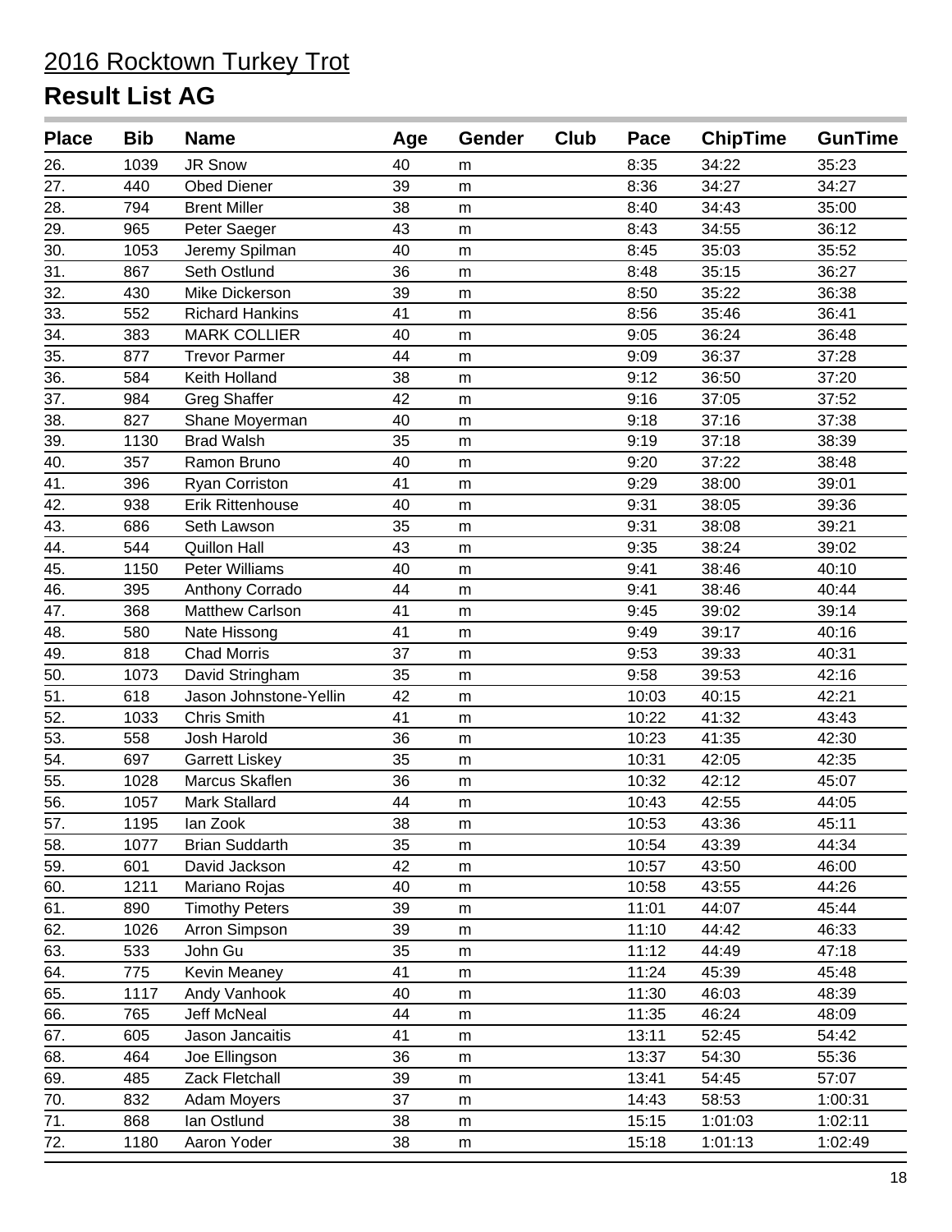# 2016 Rocktown Turkey Trot

## Result List AG

| Place | Bib | Name | Age | Gender | Club | Pace | ChipTime | GunTime |
|---|---|---|---|---|---|---|---|---|
| 26. | 1039 | JR Snow | 40 | m | | 8:35 | 34:22 | 35:23 |
| 27. | 440 | Obed Diener | 39 | m | | 8:36 | 34:27 | 34:27 |
| 28. | 794 | Brent Miller | 38 | m | | 8:40 | 34:43 | 35:00 |
| 29. | 965 | Peter Saeger | 43 | m | | 8:43 | 34:55 | 36:12 |
| 30. | 1053 | Jeremy Spilman | 40 | m | | 8:45 | 35:03 | 35:52 |
| 31. | 867 | Seth Ostlund | 36 | m | | 8:48 | 35:15 | 36:27 |
| 32. | 430 | Mike Dickerson | 39 | m | | 8:50 | 35:22 | 36:38 |
| 33. | 552 | Richard Hankins | 41 | m | | 8:56 | 35:46 | 36:41 |
| 34. | 383 | MARK COLLIER | 40 | m | | 9:05 | 36:24 | 36:48 |
| 35. | 877 | Trevor Parmer | 44 | m | | 9:09 | 36:37 | 37:28 |
| 36. | 584 | Keith Holland | 38 | m | | 9:12 | 36:50 | 37:20 |
| 37. | 984 | Greg Shaffer | 42 | m | | 9:16 | 37:05 | 37:52 |
| 38. | 827 | Shane Moyerman | 40 | m | | 9:18 | 37:16 | 37:38 |
| 39. | 1130 | Brad Walsh | 35 | m | | 9:19 | 37:18 | 38:39 |
| 40. | 357 | Ramon Bruno | 40 | m | | 9:20 | 37:22 | 38:48 |
| 41. | 396 | Ryan Corriston | 41 | m | | 9:29 | 38:00 | 39:01 |
| 42. | 938 | Erik Rittenhouse | 40 | m | | 9:31 | 38:05 | 39:36 |
| 43. | 686 | Seth Lawson | 35 | m | | 9:31 | 38:08 | 39:21 |
| 44. | 544 | Quillon Hall | 43 | m | | 9:35 | 38:24 | 39:02 |
| 45. | 1150 | Peter Williams | 40 | m | | 9:41 | 38:46 | 40:10 |
| 46. | 395 | Anthony Corrado | 44 | m | | 9:41 | 38:46 | 40:44 |
| 47. | 368 | Matthew Carlson | 41 | m | | 9:45 | 39:02 | 39:14 |
| 48. | 580 | Nate Hissong | 41 | m | | 9:49 | 39:17 | 40:16 |
| 49. | 818 | Chad Morris | 37 | m | | 9:53 | 39:33 | 40:31 |
| 50. | 1073 | David Stringham | 35 | m | | 9:58 | 39:53 | 42:16 |
| 51. | 618 | Jason Johnstone-Yellin | 42 | m | | 10:03 | 40:15 | 42:21 |
| 52. | 1033 | Chris Smith | 41 | m | | 10:22 | 41:32 | 43:43 |
| 53. | 558 | Josh Harold | 36 | m | | 10:23 | 41:35 | 42:30 |
| 54. | 697 | Garrett Liskey | 35 | m | | 10:31 | 42:05 | 42:35 |
| 55. | 1028 | Marcus Skaflen | 36 | m | | 10:32 | 42:12 | 45:07 |
| 56. | 1057 | Mark Stallard | 44 | m | | 10:43 | 42:55 | 44:05 |
| 57. | 1195 | Ian Zook | 38 | m | | 10:53 | 43:36 | 45:11 |
| 58. | 1077 | Brian Suddarth | 35 | m | | 10:54 | 43:39 | 44:34 |
| 59. | 601 | David Jackson | 42 | m | | 10:57 | 43:50 | 46:00 |
| 60. | 1211 | Mariano Rojas | 40 | m | | 10:58 | 43:55 | 44:26 |
| 61. | 890 | Timothy Peters | 39 | m | | 11:01 | 44:07 | 45:44 |
| 62. | 1026 | Arron Simpson | 39 | m | | 11:10 | 44:42 | 46:33 |
| 63. | 533 | John Gu | 35 | m | | 11:12 | 44:49 | 47:18 |
| 64. | 775 | Kevin Meaney | 41 | m | | 11:24 | 45:39 | 45:48 |
| 65. | 1117 | Andy Vanhook | 40 | m | | 11:30 | 46:03 | 48:39 |
| 66. | 765 | Jeff McNeal | 44 | m | | 11:35 | 46:24 | 48:09 |
| 67. | 605 | Jason Jancaitis | 41 | m | | 13:11 | 52:45 | 54:42 |
| 68. | 464 | Joe Ellingson | 36 | m | | 13:37 | 54:30 | 55:36 |
| 69. | 485 | Zack Fletchall | 39 | m | | 13:41 | 54:45 | 57:07 |
| 70. | 832 | Adam Moyers | 37 | m | | 14:43 | 58:53 | 1:00:31 |
| 71. | 868 | Ian Ostlund | 38 | m | | 15:15 | 1:01:03 | 1:02:11 |
| 72. | 1180 | Aaron Yoder | 38 | m | | 15:18 | 1:01:13 | 1:02:49 |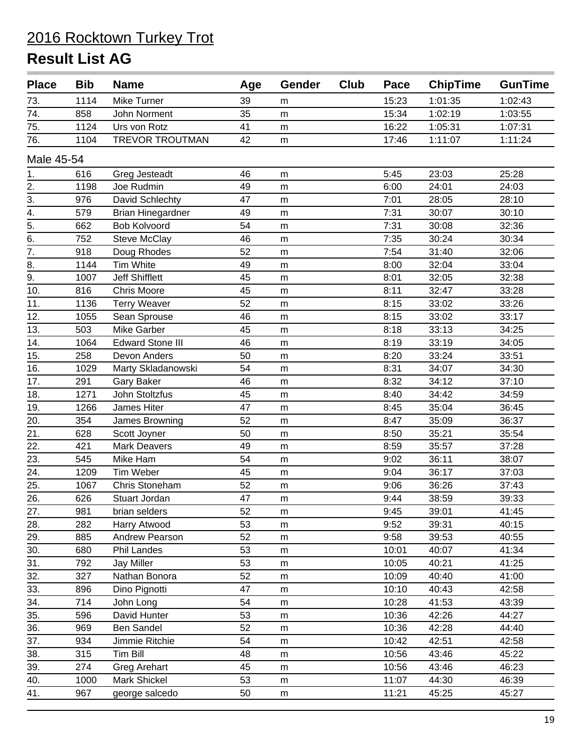# 2016 Rocktown Turkey Trot

## Result List AG

| Place | Bib | Name | Age | Gender | Club | Pace | ChipTime | GunTime |
|---|---|---|---|---|---|---|---|---|
| 73. | 1114 | Mike Turner | 39 | m | | 15:23 | 1:01:35 | 1:02:43 |
| 74. | 858 | John Norment | 35 | m | | 15:34 | 1:02:19 | 1:03:55 |
| 75. | 1124 | Urs von Rotz | 41 | m | | 16:22 | 1:05:31 | 1:07:31 |
| 76. | 1104 | TREVOR TROUTMAN | 42 | m | | 17:46 | 1:11:07 | 1:11:24 |
| **Male 45-54** | | | | | | | | |
| 1. | 616 | Greg Jesteadt | 46 | m | | 5:45 | 23:03 | 25:28 |
| 2. | 1198 | Joe Rudmin | 49 | m | | 6:00 | 24:01 | 24:03 |
| 3. | 976 | David Schlechty | 47 | m | | 7:01 | 28:05 | 28:10 |
| 4. | 579 | Brian Hinegardner | 49 | m | | 7:31 | 30:07 | 30:10 |
| 5. | 662 | Bob Kolvoord | 54 | m | | 7:31 | 30:08 | 32:36 |
| 6. | 752 | Steve McClay | 46 | m | | 7:35 | 30:24 | 30:34 |
| 7. | 918 | Doug Rhodes | 52 | m | | 7:54 | 31:40 | 32:06 |
| 8. | 1144 | Tim White | 49 | m | | 8:00 | 32:04 | 33:04 |
| 9. | 1007 | Jeff Shifflett | 45 | m | | 8:01 | 32:05 | 32:38 |
| 10. | 816 | Chris Moore | 45 | m | | 8:11 | 32:47 | 33:28 |
| 11. | 1136 | Terry Weaver | 52 | m | | 8:15 | 33:02 | 33:26 |
| 12. | 1055 | Sean Sprouse | 46 | m | | 8:15 | 33:02 | 33:17 |
| 13. | 503 | Mike Garber | 45 | m | | 8:18 | 33:13 | 34:25 |
| 14. | 1064 | Edward Stone III | 46 | m | | 8:19 | 33:19 | 34:05 |
| 15. | 258 | Devon Anders | 50 | m | | 8:20 | 33:24 | 33:51 |
| 16. | 1029 | Marty Skladanowski | 54 | m | | 8:31 | 34:07 | 34:30 |
| 17. | 291 | Gary Baker | 46 | m | | 8:32 | 34:12 | 37:10 |
| 18. | 1271 | John Stoltzfus | 45 | m | | 8:40 | 34:42 | 34:59 |
| 19. | 1266 | James Hiter | 47 | m | | 8:45 | 35:04 | 36:45 |
| 20. | 354 | James Browning | 52 | m | | 8:47 | 35:09 | 36:37 |
| 21. | 628 | Scott Joyner | 50 | m | | 8:50 | 35:21 | 35:54 |
| 22. | 421 | Mark Deavers | 49 | m | | 8:59 | 35:57 | 37:28 |
| 23. | 545 | Mike Ham | 54 | m | | 9:02 | 36:11 | 38:07 |
| 24. | 1209 | Tim Weber | 45 | m | | 9:04 | 36:17 | 37:03 |
| 25. | 1067 | Chris Stoneham | 52 | m | | 9:06 | 36:26 | 37:43 |
| 26. | 626 | Stuart Jordan | 47 | m | | 9:44 | 38:59 | 39:33 |
| 27. | 981 | brian selders | 52 | m | | 9:45 | 39:01 | 41:45 |
| 28. | 282 | Harry Atwood | 53 | m | | 9:52 | 39:31 | 40:15 |
| 29. | 885 | Andrew Pearson | 52 | m | | 9:58 | 39:53 | 40:55 |
| 30. | 680 | Phil Landes | 53 | m | | 10:01 | 40:07 | 41:34 |
| 31. | 792 | Jay Miller | 53 | m | | 10:05 | 40:21 | 41:25 |
| 32. | 327 | Nathan Bonora | 52 | m | | 10:09 | 40:40 | 41:00 |
| 33. | 896 | Dino Pignotti | 47 | m | | 10:10 | 40:43 | 42:58 |
| 34. | 714 | John Long | 54 | m | | 10:28 | 41:53 | 43:39 |
| 35. | 596 | David Hunter | 53 | m | | 10:36 | 42:26 | 44:27 |
| 36. | 969 | Ben Sandel | 52 | m | | 10:36 | 42:28 | 44:40 |
| 37. | 934 | Jimmie Ritchie | 54 | m | | 10:42 | 42:51 | 42:58 |
| 38. | 315 | Tim Bill | 48 | m | | 10:56 | 43:46 | 45:22 |
| 39. | 274 | Greg Arehart | 45 | m | | 10:56 | 43:46 | 46:23 |
| 40. | 1000 | Mark Shickel | 53 | m | | 11:07 | 44:30 | 46:39 |
| 41. | 967 | george salcedo | 50 | m | | 11:21 | 45:25 | 45:27 |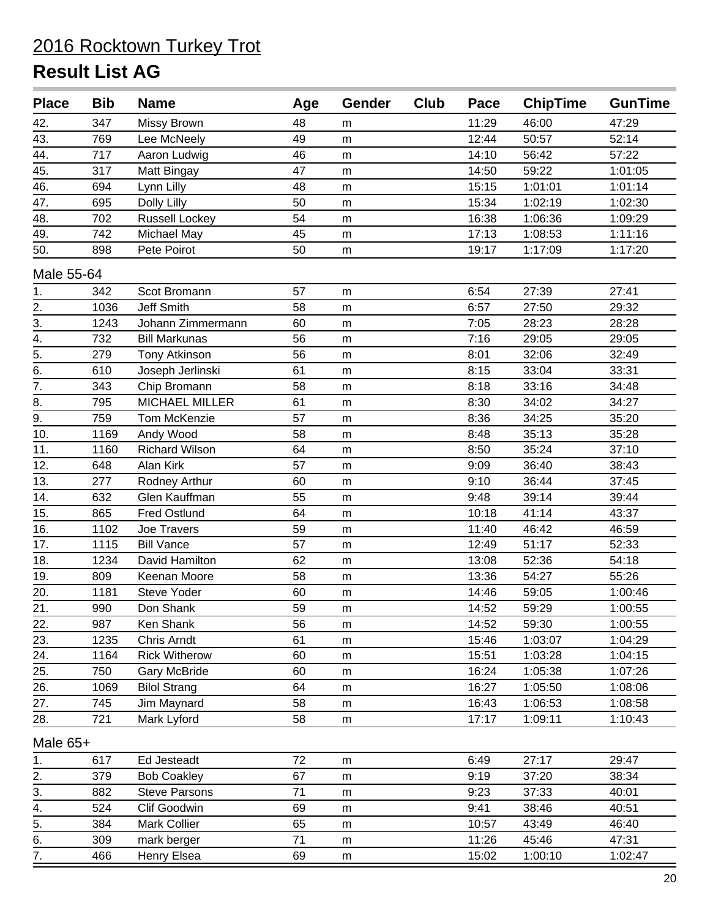# 2016 Rocktown Turkey Trot

## Result List AG

| Place | Bib | Name | Age | Gender | Club | Pace | ChipTime | GunTime |
|---|---|---|---|---|---|---|---|---|
| 42. | 347 | Missy Brown | 48 | m | | 11:29 | 46:00 | 47:29 |
| 43. | 769 | Lee McNeely | 49 | m | | 12:44 | 50:57 | 52:14 |
| 44. | 717 | Aaron Ludwig | 46 | m | | 14:10 | 56:42 | 57:22 |
| 45. | 317 | Matt Bingay | 47 | m | | 14:50 | 59:22 | 1:01:05 |
| 46. | 694 | Lynn Lilly | 48 | m | | 15:15 | 1:01:01 | 1:01:14 |
| 47. | 695 | Dolly Lilly | 50 | m | | 15:34 | 1:02:19 | 1:02:30 |
| 48. | 702 | Russell Lockey | 54 | m | | 16:38 | 1:06:36 | 1:09:29 |
| 49. | 742 | Michael May | 45 | m | | 17:13 | 1:08:53 | 1:11:16 |
| 50. | 898 | Pete Poirot | 50 | m | | 19:17 | 1:17:09 | 1:17:20 |

Male 55-64

| Place | Bib | Name | Age | Gender | Club | Pace | ChipTime | GunTime |
|---|---|---|---|---|---|---|---|---|
| 1. | 342 | Scot Bromann | 57 | m | | 6:54 | 27:39 | 27:41 |
| 2. | 1036 | Jeff Smith | 58 | m | | 6:57 | 27:50 | 29:32 |
| 3. | 1243 | Johann Zimmermann | 60 | m | | 7:05 | 28:23 | 28:28 |
| 4. | 732 | Bill Markunas | 56 | m | | 7:16 | 29:05 | 29:05 |
| 5. | 279 | Tony Atkinson | 56 | m | | 8:01 | 32:06 | 32:49 |
| 6. | 610 | Joseph Jerlinski | 61 | m | | 8:15 | 33:04 | 33:31 |
| 7. | 343 | Chip Bromann | 58 | m | | 8:18 | 33:16 | 34:48 |
| 8. | 795 | MICHAEL MILLER | 61 | m | | 8:30 | 34:02 | 34:27 |
| 9. | 759 | Tom McKenzie | 57 | m | | 8:36 | 34:25 | 35:20 |
| 10. | 1169 | Andy Wood | 58 | m | | 8:48 | 35:13 | 35:28 |
| 11. | 1160 | Richard Wilson | 64 | m | | 8:50 | 35:24 | 37:10 |
| 12. | 648 | Alan Kirk | 57 | m | | 9:09 | 36:40 | 38:43 |
| 13. | 277 | Rodney Arthur | 60 | m | | 9:10 | 36:44 | 37:45 |
| 14. | 632 | Glen Kauffman | 55 | m | | 9:48 | 39:14 | 39:44 |
| 15. | 865 | Fred Ostlund | 64 | m | | 10:18 | 41:14 | 43:37 |
| 16. | 1102 | Joe Travers | 59 | m | | 11:40 | 46:42 | 46:59 |
| 17. | 1115 | Bill Vance | 57 | m | | 12:49 | 51:17 | 52:33 |
| 18. | 1234 | David Hamilton | 62 | m | | 13:08 | 52:36 | 54:18 |
| 19. | 809 | Keenan Moore | 58 | m | | 13:36 | 54:27 | 55:26 |
| 20. | 1181 | Steve Yoder | 60 | m | | 14:46 | 59:05 | 1:00:46 |
| 21. | 990 | Don Shank | 59 | m | | 14:52 | 59:29 | 1:00:55 |
| 22. | 987 | Ken Shank | 56 | m | | 14:52 | 59:30 | 1:00:55 |
| 23. | 1235 | Chris Arndt | 61 | m | | 15:46 | 1:03:07 | 1:04:29 |
| 24. | 1164 | Rick Witherow | 60 | m | | 15:51 | 1:03:28 | 1:04:15 |
| 25. | 750 | Gary McBride | 60 | m | | 16:24 | 1:05:38 | 1:07:26 |
| 26. | 1069 | Bilol Strang | 64 | m | | 16:27 | 1:05:50 | 1:08:06 |
| 27. | 745 | Jim Maynard | 58 | m | | 16:43 | 1:06:53 | 1:08:58 |
| 28. | 721 | Mark Lyford | 58 | m | | 17:17 | 1:09:11 | 1:10:43 |

Male 65+

| Place | Bib | Name | Age | Gender | Club | Pace | ChipTime | GunTime |
|---|---|---|---|---|---|---|---|---|
| 1. | 617 | Ed Jesteadt | 72 | m | | 6:49 | 27:17 | 29:47 |
| 2. | 379 | Bob Coakley | 67 | m | | 9:19 | 37:20 | 38:34 |
| 3. | 882 | Steve Parsons | 71 | m | | 9:23 | 37:33 | 40:01 |
| 4. | 524 | Clif Goodwin | 69 | m | | 9:41 | 38:46 | 40:51 |
| 5. | 384 | Mark Collier | 65 | m | | 10:57 | 43:49 | 46:40 |
| 6. | 309 | mark berger | 71 | m | | 11:26 | 45:46 | 47:31 |
| 7. | 466 | Henry Elsea | 69 | m | | 15:02 | 1:00:10 | 1:02:47 |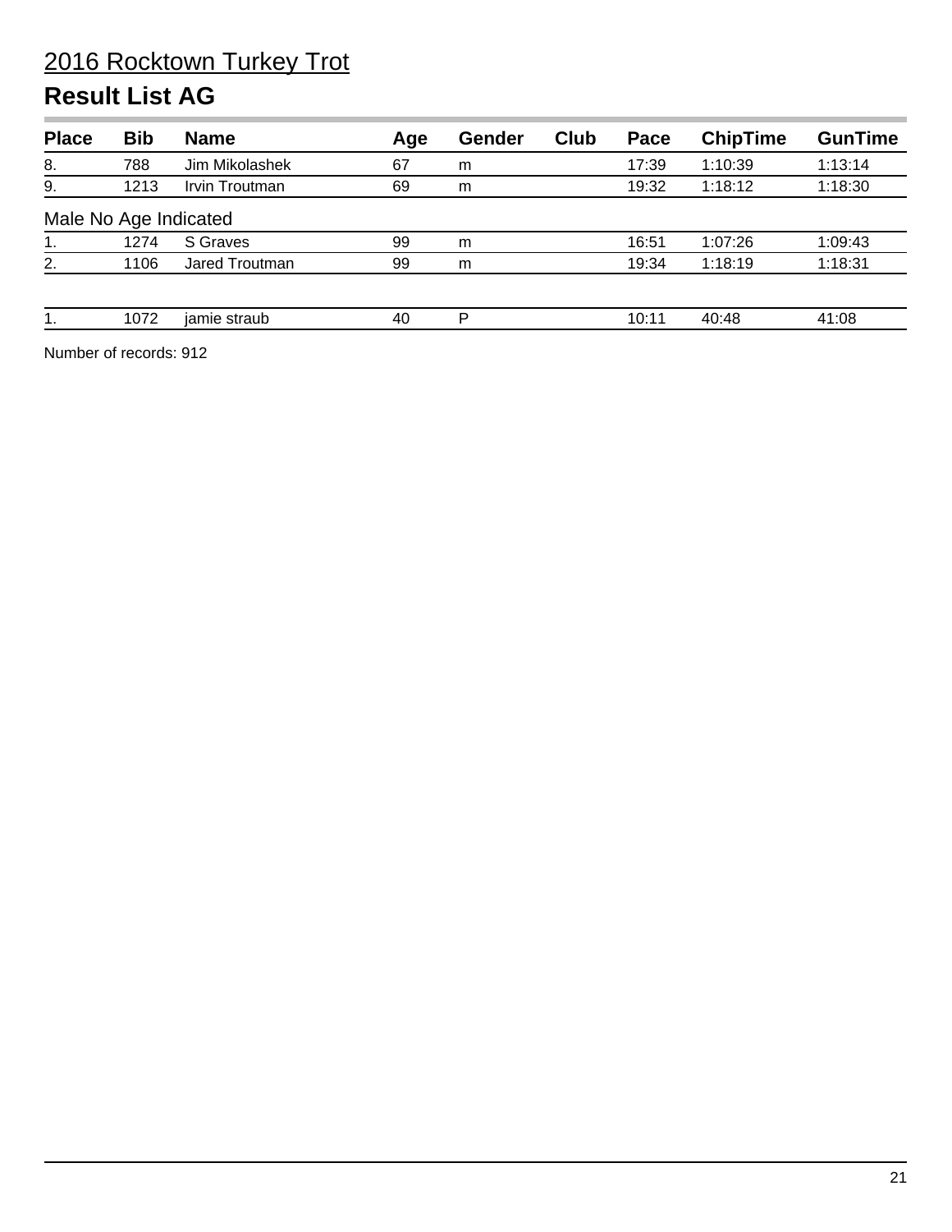# 2016 Rocktown Turkey Trot

## Result List AG

| Place | Bib | Name | Age | Gender | Club | Pace | ChipTime | GunTime |
|---|---|---|---|---|---|---|---|---|
| 8. | 788 | Jim Mikolashek | 67 | m | | 17:39 | 1:10:39 | 1:13:14 |
| 9. | 1213 | Irvin Troutman | 69 | m | | 19:32 | 1:18:12 | 1:18:30 |
| Male No Age Indicated | | | | | | | | |
| 1. | 1274 | S Graves | 99 | m | | 16:51 | 1:07:26 | 1:09:43 |
| 2. | 1106 | Jared Troutman | 99 | m | | 19:34 | 1:18:19 | 1:18:31 |
| | | | | | | | | |
| 1. | 1072 | jamie straub | 40 | P | | 10:11 | 40:48 | 41:08 |

Number of records: 912